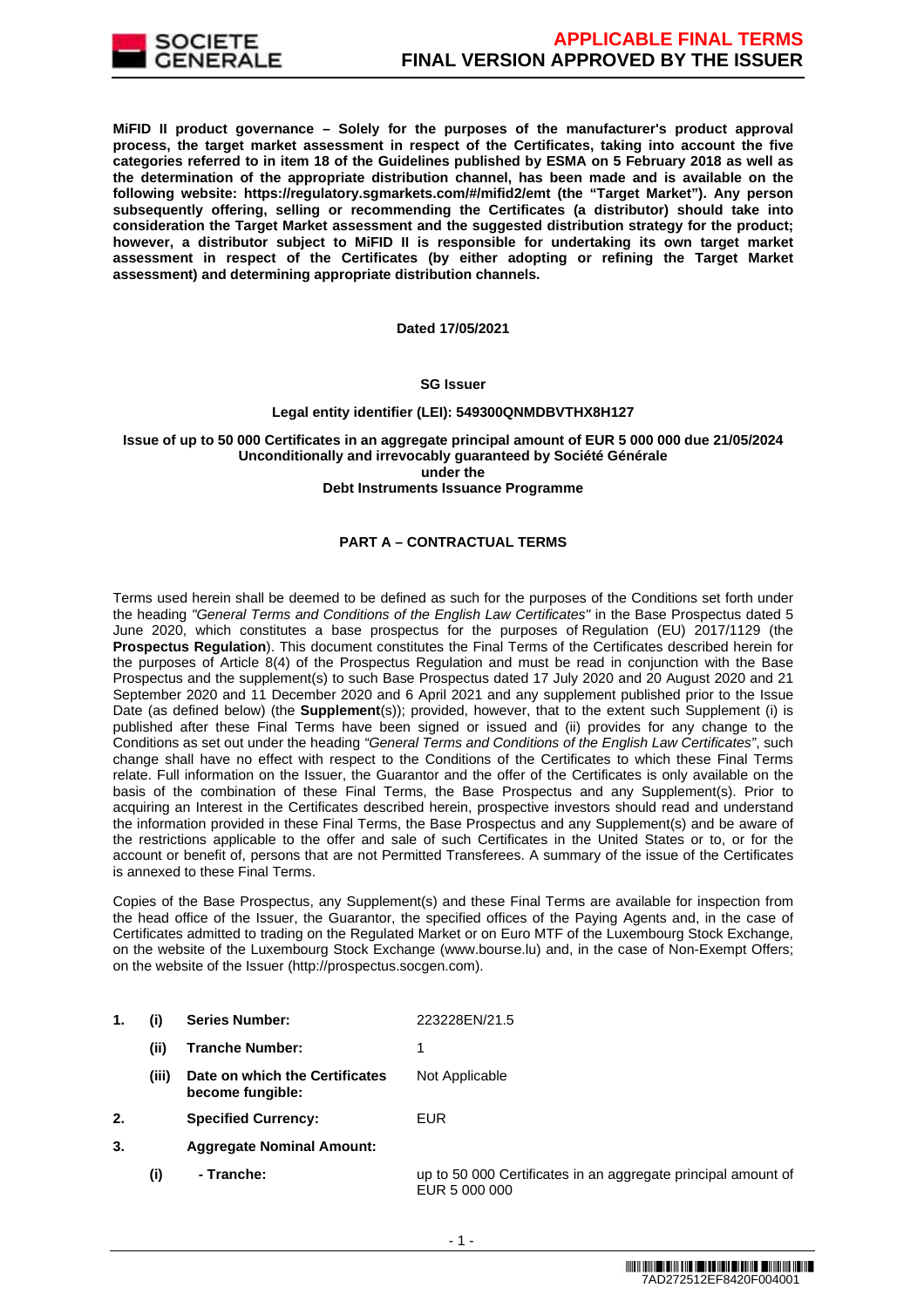**MiFID II product governance – Solely for the purposes of the manufacturer's product approval process, the target market assessment in respect of the Certificates, taking into account the five categories referred to in item 18 of the Guidelines published by ESMA on 5 February 2018 as well as the determination of the appropriate distribution channel, has been made and is available on the following website: https://regulatory.sgmarkets.com/#/mifid2/emt (the "Target Market"). Any person subsequently offering, selling or recommending the Certificates (a distributor) should take into consideration the Target Market assessment and the suggested distribution strategy for the product; however, a distributor subject to MiFID II is responsible for undertaking its own target market assessment in respect of the Certificates (by either adopting or refining the Target Market assessment) and determining appropriate distribution channels.**

**Dated 17/05/2021**

**SG Issuer**

**Legal entity identifier (LEI): 549300QNMDBVTHX8H127**

**Issue of up to 50 000 Certificates in an aggregate principal amount of EUR 5 000 000 due 21/05/2024**
**Unconditionally and irrevocably guaranteed by Société Générale**
**under the**
**Debt Instruments Issuance Programme**

**PART A – CONTRACTUAL TERMS**

Terms used herein shall be deemed to be defined as such for the purposes of the Conditions set forth under the heading *"General Terms and Conditions of the English Law Certificates"* in the Base Prospectus dated 5 June 2020, which constitutes a base prospectus for the purposes of Regulation (EU) 2017/1129 (the **Prospectus Regulation**). This document constitutes the Final Terms of the Certificates described herein for the purposes of Article 8(4) of the Prospectus Regulation and must be read in conjunction with the Base Prospectus and the supplement(s) to such Base Prospectus dated 17 July 2020 and 20 August 2020 and 21 September 2020 and 11 December 2020 and 6 April 2021 and any supplement published prior to the Issue Date (as defined below) (the **Supplement**(s)); provided, however, that to the extent such Supplement (i) is published after these Final Terms have been signed or issued and (ii) provides for any change to the Conditions as set out under the heading *"General Terms and Conditions of the English Law Certificates"*, such change shall have no effect with respect to the Conditions of the Certificates to which these Final Terms relate. Full information on the Issuer, the Guarantor and the offer of the Certificates is only available on the basis of the combination of these Final Terms, the Base Prospectus and any Supplement(s). Prior to acquiring an Interest in the Certificates described herein, prospective investors should read and understand the information provided in these Final Terms, the Base Prospectus and any Supplement(s) and be aware of the restrictions applicable to the offer and sale of such Certificates in the United States or to, or for the account or benefit of, persons that are not Permitted Transferees. A summary of the issue of the Certificates is annexed to these Final Terms.

Copies of the Base Prospectus, any Supplement(s) and these Final Terms are available for inspection from the head office of the Issuer, the Guarantor, the specified offices of the Paying Agents and, in the case of Certificates admitted to trading on the Regulated Market or on Euro MTF of the Luxembourg Stock Exchange, on the website of the Luxembourg Stock Exchange (www.bourse.lu) and, in the case of Non-Exempt Offers; on the website of the Issuer (http://prospectus.socgen.com).

| | | | |
|---|---|---|---|
| **1.** | **(i)** | **Series Number:** | 223228EN/21.5 |
| | **(ii)** | **Tranche Number:** | 1 |
| | **(iii)** | **Date on which the Certificates become fungible:** | Not Applicable |
| **2.** | | **Specified Currency:** | EUR |
| **3.** | | **Aggregate Nominal Amount:** | |
| | **(i)** | **- Tranche:** | up to 50 000 Certificates in an aggregate principal amount of EUR 5 000 000 |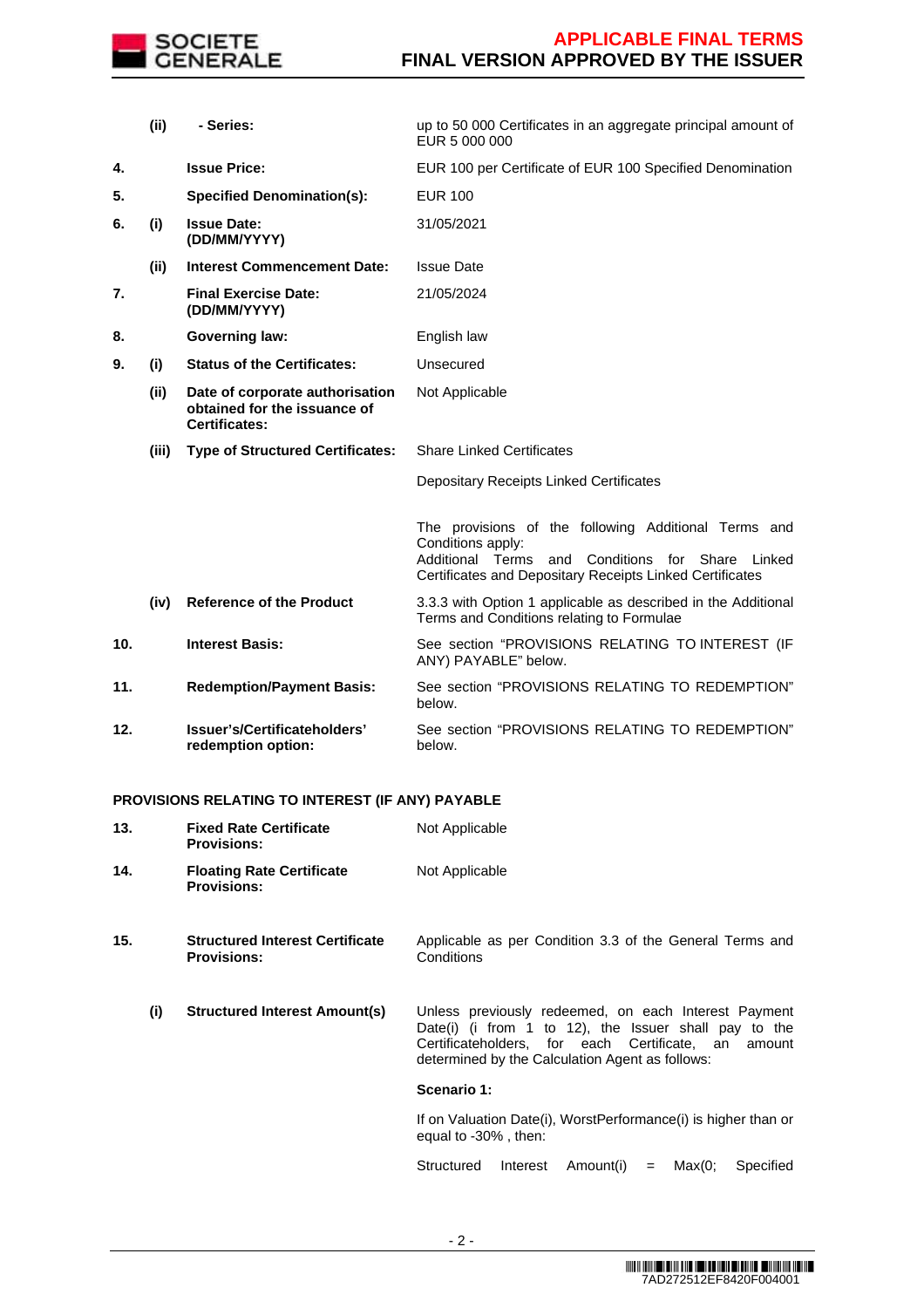| | | | |
|---|---|---|---|
| | **(ii)** | **- Series:** | up to 50 000 Certificates in an aggregate principal amount of EUR 5 000 000 |
| **4.** | | **Issue Price:** | EUR 100 per Certificate of EUR 100 Specified Denomination |
| **5.** | | **Specified Denomination(s):** | EUR 100 |
| **6.** | **(i)** | **Issue Date: (DD/MM/YYYY)** | 31/05/2021 |
| | **(ii)** | **Interest Commencement Date:** | Issue Date |
| **7.** | | **Final Exercise Date: (DD/MM/YYYY)** | 21/05/2024 |
| **8.** | | **Governing law:** | English law |
| **9.** | **(i)** | **Status of the Certificates:** | Unsecured |
| | **(ii)** | **Date of corporate authorisation obtained for the issuance of Certificates:** | Not Applicable |
| | **(iii)** | **Type of Structured Certificates:** | Share Linked Certificates<br><br>Depositary Receipts Linked Certificates<br><br>The provisions of the following Additional Terms and Conditions apply:<br>Additional Terms and Conditions for Share Linked Certificates and Depositary Receipts Linked Certificates |
| | **(iv)** | **Reference of the Product** | 3.3.3 with Option 1 applicable as described in the Additional Terms and Conditions relating to Formulae |
| **10.** | | **Interest Basis:** | See section "PROVISIONS RELATING TO INTEREST (IF ANY) PAYABLE" below. |
| **11.** | | **Redemption/Payment Basis:** | See section "PROVISIONS RELATING TO REDEMPTION" below. |
| **12.** | | **Issuer's/Certificateholders' redemption option:** | See section "PROVISIONS RELATING TO REDEMPTION" below. |

**PROVISIONS RELATING TO INTEREST (IF ANY) PAYABLE**

| | | | |
|---|---|---|---|
| **13.** | | **Fixed Rate Certificate Provisions:** | Not Applicable |
| **14.** | | **Floating Rate Certificate Provisions:** | Not Applicable |
| **15.** | | **Structured Interest Certificate Provisions:** | Applicable as per Condition 3.3 of the General Terms and Conditions |
| | **(i)** | **Structured Interest Amount(s)** | Unless previously redeemed, on each Interest Payment Date(i) (i from 1 to 12), the Issuer shall pay to the Certificateholders, for each Certificate, an amount determined by the Calculation Agent as follows:<br><br>**Scenario 1:**<br><br>If on Valuation Date(i), WorstPerformance(i) is higher than or equal to -30% , then:<br><br>Structured Interest Amount(i) = Max(0; Specified |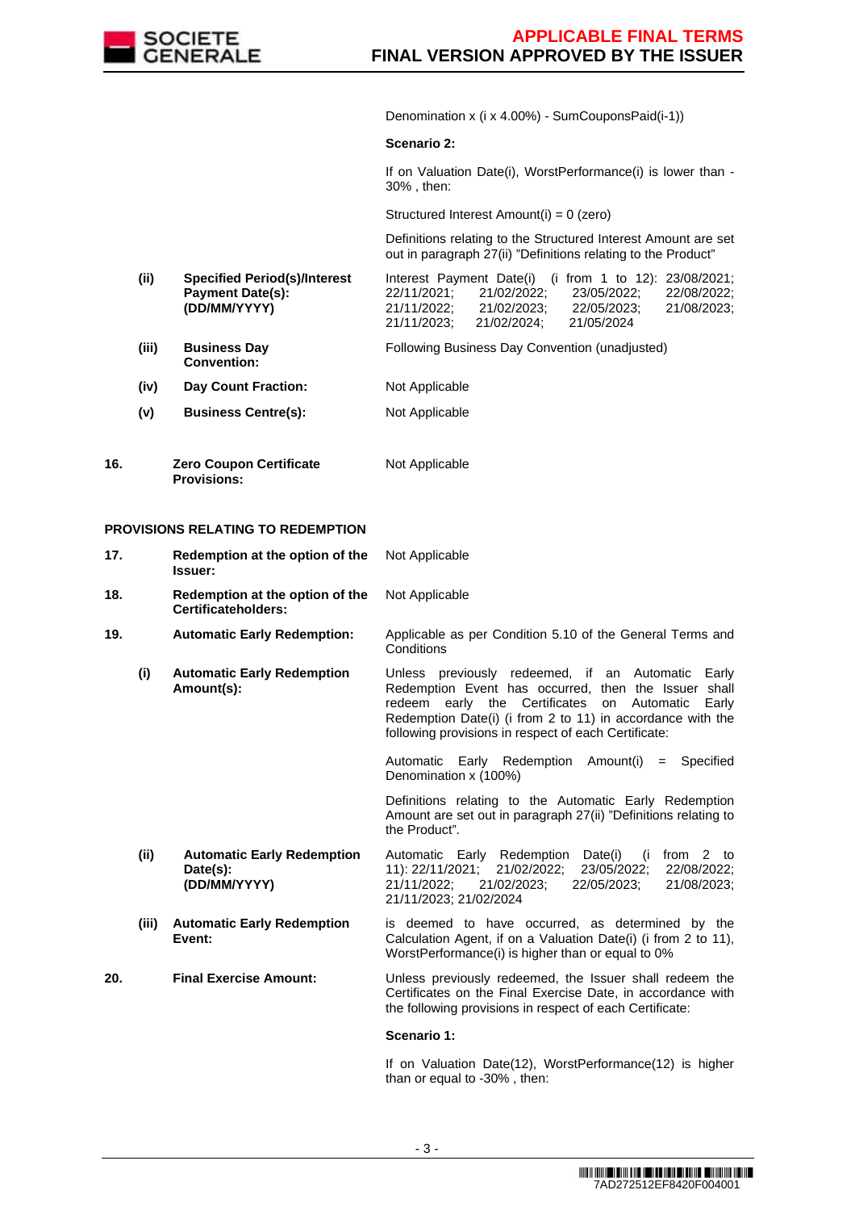Denomination x (i x 4.00%) - SumCouponsPaid(i-1))

**Scenario 2:**

If on Valuation Date(i), WorstPerformance(i) is lower than -30% , then:

Structured Interest Amount(i) = 0 (zero)

Definitions relating to the Structured Interest Amount are set out in paragraph 27(ii) "Definitions relating to the Product"

| | | | |
|---|---|---|---|
| | (ii) | **Specified Period(s)/Interest Payment Date(s): (DD/MM/YYYY)** | Interest Payment Date(i) (i from 1 to 12): 23/08/2021; 22/11/2021; 21/02/2022; 23/05/2022; 22/08/2022; 21/11/2022; 21/02/2023; 22/05/2023; 21/08/2023; 21/11/2023; 21/02/2024; 21/05/2024 |
| | (iii) | **Business Day Convention:** | Following Business Day Convention (unadjusted) |
| | (iv) | **Day Count Fraction:** | Not Applicable |
| | (v) | **Business Centre(s):** | Not Applicable |
| 16. | | **Zero Coupon Certificate Provisions:** | Not Applicable |

**PROVISIONS RELATING TO REDEMPTION**

| | | | |
|---|---|---|---|
| 17. | | **Redemption at the option of the Issuer:** | Not Applicable |
| 18. | | **Redemption at the option of the Certificateholders:** | Not Applicable |
| 19. | | **Automatic Early Redemption:** | Applicable as per Condition 5.10 of the General Terms and Conditions |
| | (i) | **Automatic Early Redemption Amount(s):** | Unless previously redeemed, if an Automatic Early Redemption Event has occurred, then the Issuer shall redeem early the Certificates on Automatic Early Redemption Date(i) (i from 2 to 11) in accordance with the following provisions in respect of each Certificate:<br><br>Automatic Early Redemption Amount(i) = Specified Denomination x (100%)<br><br>Definitions relating to the Automatic Early Redemption Amount are set out in paragraph 27(ii) "Definitions relating to the Product". |
| | (ii) | **Automatic Early Redemption Date(s): (DD/MM/YYYY)** | Automatic Early Redemption Date(i) (i from 2 to 11): 22/11/2021; 21/02/2022; 23/05/2022; 22/08/2022; 21/11/2022; 21/02/2023; 22/05/2023; 21/08/2023; 21/11/2023; 21/02/2024 |
| | (iii) | **Automatic Early Redemption Event:** | is deemed to have occurred, as determined by the Calculation Agent, if on a Valuation Date(i) (i from 2 to 11), WorstPerformance(i) is higher than or equal to 0% |
| 20. | | **Final Exercise Amount:** | Unless previously redeemed, the Issuer shall redeem the Certificates on the Final Exercise Date, in accordance with the following provisions in respect of each Certificate: |

**Scenario 1:**

If on Valuation Date(12), WorstPerformance(12) is higher than or equal to -30% , then: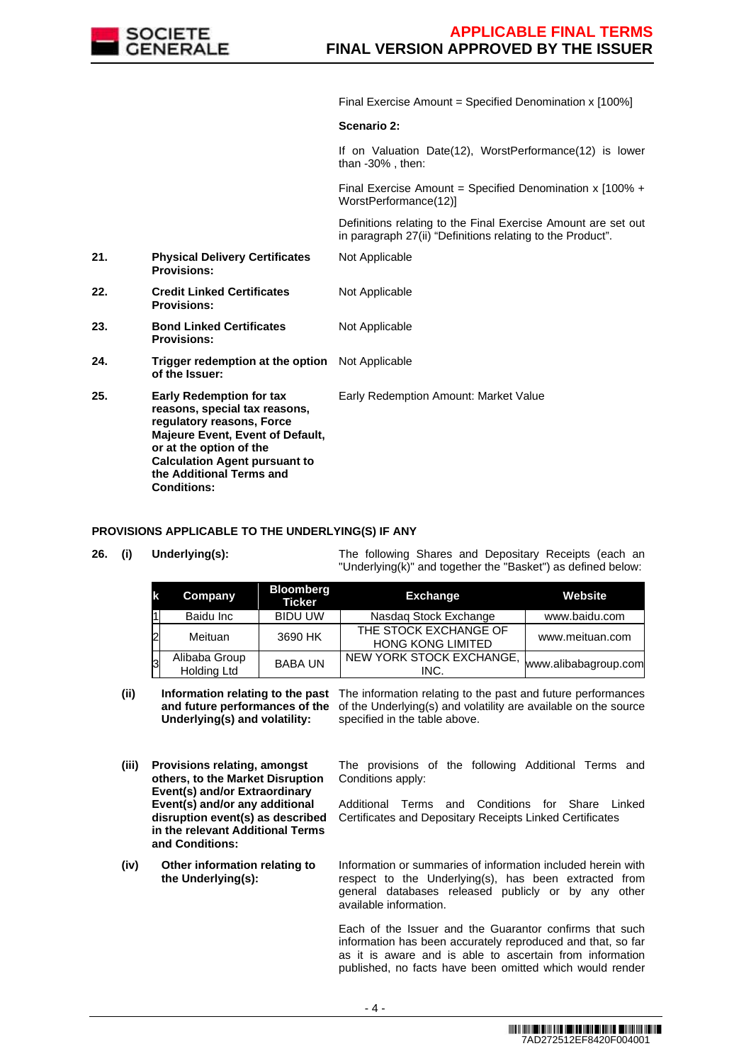Final Exercise Amount = Specified Denomination x [100%]

**Scenario 2:**

If on Valuation Date(12), WorstPerformance(12) is lower than -30% , then:

Final Exercise Amount = Specified Denomination x [100% + WorstPerformance(12)]

Definitions relating to the Final Exercise Amount are set out in paragraph 27(ii) "Definitions relating to the Product".

**21. Physical Delivery Certificates Provisions:** Not Applicable

**22. Credit Linked Certificates Provisions:** Not Applicable

**23. Bond Linked Certificates Provisions:** Not Applicable

**24. Trigger redemption at the option of the Issuer:** Not Applicable

**25. Early Redemption for tax reasons, special tax reasons, regulatory reasons, Force Majeure Event, Event of Default, or at the option of the Calculation Agent pursuant to the Additional Terms and Conditions:** Early Redemption Amount: Market Value

## PROVISIONS APPLICABLE TO THE UNDERLYING(S) IF ANY

**26. (i) Underlying(s):** The following Shares and Depositary Receipts (each an "Underlying(k)" and together the "Basket") as defined below:

| k | Company | Bloomberg Ticker | Exchange | Website |
|---|---|---|---|---|
| 1 | Baidu Inc | BIDU UW | Nasdaq Stock Exchange | www.baidu.com |
| 2 | Meituan | 3690 HK | THE STOCK EXCHANGE OF HONG KONG LIMITED | www.meituan.com |
| 3 | Alibaba Group Holding Ltd | BABA UN | NEW YORK STOCK EXCHANGE, INC. | www.alibabagroup.com |

**(ii) Information relating to the past and future performances of the Underlying(s) and volatility:** The information relating to the past and future performances of the Underlying(s) and volatility are available on the source specified in the table above.

**(iii) Provisions relating, amongst others, to the Market Disruption Event(s) and/or Extraordinary Event(s) and/or any additional disruption event(s) as described in the relevant Additional Terms and Conditions:** The provisions of the following Additional Terms and Conditions apply:

Additional Terms and Conditions for Share Linked Certificates and Depositary Receipts Linked Certificates

**(iv) Other information relating to the Underlying(s):** Information or summaries of information included herein with respect to the Underlying(s), has been extracted from general databases released publicly or by any other available information.

Each of the Issuer and the Guarantor confirms that such information has been accurately reproduced and that, so far as it is aware and is able to ascertain from information published, no facts have been omitted which would render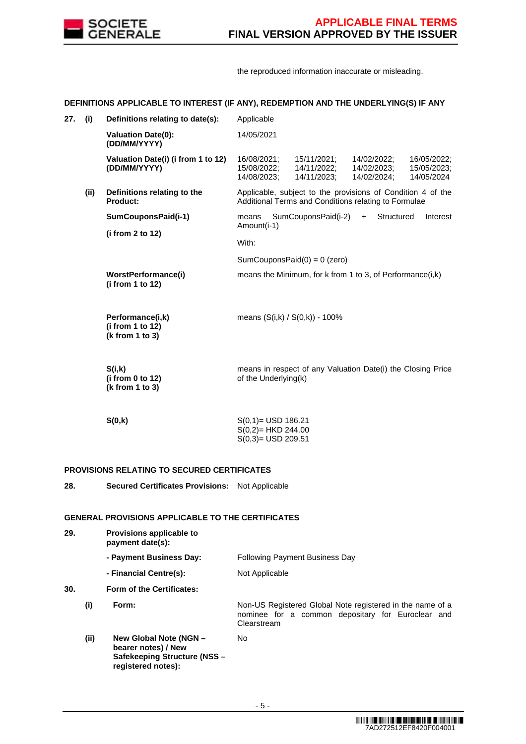the reproduced information inaccurate or misleading.

**DEFINITIONS APPLICABLE TO INTEREST (IF ANY), REDEMPTION AND THE UNDERLYING(S) IF ANY**

| | | | |
|---|---|---|---|
| **27.** | **(i)** | **Definitions relating to date(s):** | Applicable |
| | | **Valuation Date(0): (DD/MM/YYYY)** | 14/05/2021 |
| | | **Valuation Date(i) (i from 1 to 12) (DD/MM/YYYY)** | 16/08/2021; 15/11/2021; 14/02/2022; 16/05/2022; 15/08/2022; 14/11/2022; 14/02/2023; 15/05/2023; 14/08/2023; 14/11/2023; 14/02/2024; 14/05/2024 |
| | **(ii)** | **Definitions relating to the Product:** | Applicable, subject to the provisions of Condition 4 of the Additional Terms and Conditions relating to Formulae |
| | | **SumCouponsPaid(i-1)** **(i from 2 to 12)** | means SumCouponsPaid(i-2) + Structured Interest Amount(i-1)<br><br>With:<br><br>SumCouponsPaid(0) = 0 (zero) |
| | | **WorstPerformance(i) (i from 1 to 12)** | means the Minimum, for k from 1 to 3, of Performance(i,k) |
| | | **Performance(i,k) (i from 1 to 12) (k from 1 to 3)** | means (S(i,k) / S(0,k)) - 100% |
| | | **S(i,k) (i from 0 to 12) (k from 1 to 3)** | means in respect of any Valuation Date(i) the Closing Price of the Underlying(k) |
| | | **S(0,k)** | S(0,1)= USD 186.21<br>S(0,2)= HKD 244.00<br>S(0,3)= USD 209.51 |

**PROVISIONS RELATING TO SECURED CERTIFICATES**

| | | | |
|---|---|---|---|
| **28.** | | **Secured Certificates Provisions:** | Not Applicable |

**GENERAL PROVISIONS APPLICABLE TO THE CERTIFICATES**

| | | | |
|---|---|---|---|
| **29.** | | **Provisions applicable to payment date(s):** | |
| | | **- Payment Business Day:** | Following Payment Business Day |
| | | **- Financial Centre(s):** | Not Applicable |
| **30.** | | **Form of the Certificates:** | |
| | **(i)** | **Form:** | Non-US Registered Global Note registered in the name of a nominee for a common depositary for Euroclear and Clearstream |
| | **(ii)** | **New Global Note (NGN – bearer notes) / New Safekeeping Structure (NSS – registered notes):** | No |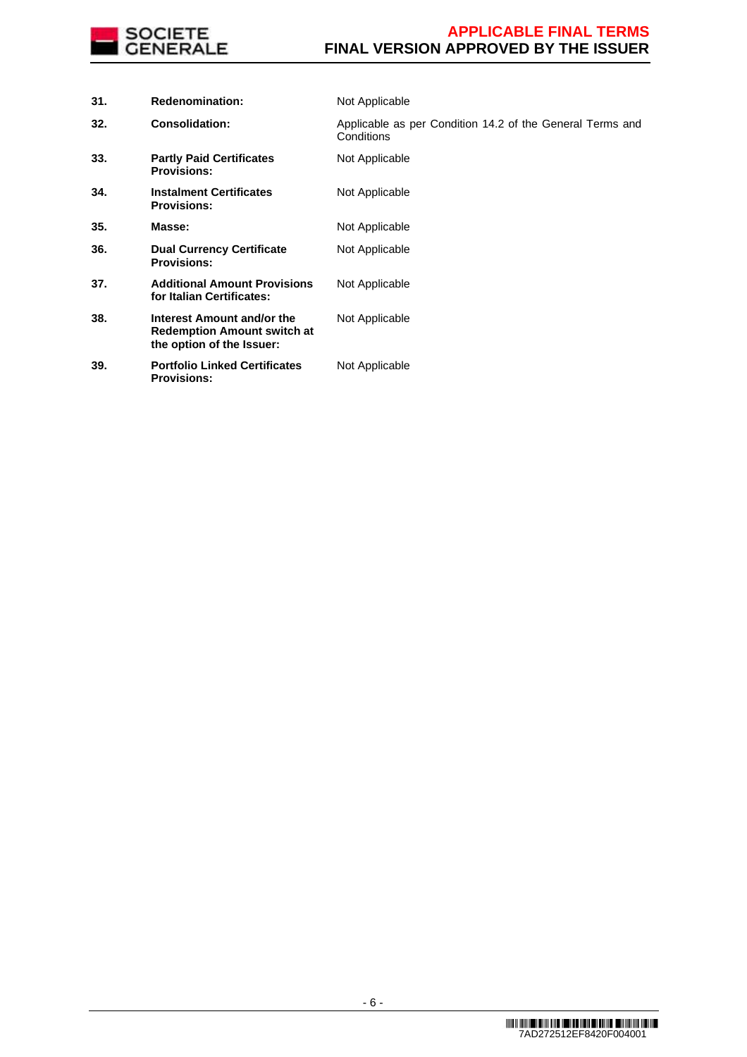| | | |
|---|---|---|
| **31.** | **Redenomination:** | Not Applicable |
| **32.** | **Consolidation:** | Applicable as per Condition 14.2 of the General Terms and Conditions |
| **33.** | **Partly Paid Certificates Provisions:** | Not Applicable |
| **34.** | **Instalment Certificates Provisions:** | Not Applicable |
| **35.** | **Masse:** | Not Applicable |
| **36.** | **Dual Currency Certificate Provisions:** | Not Applicable |
| **37.** | **Additional Amount Provisions for Italian Certificates:** | Not Applicable |
| **38.** | **Interest Amount and/or the Redemption Amount switch at the option of the Issuer:** | Not Applicable |
| **39.** | **Portfolio Linked Certificates Provisions:** | Not Applicable |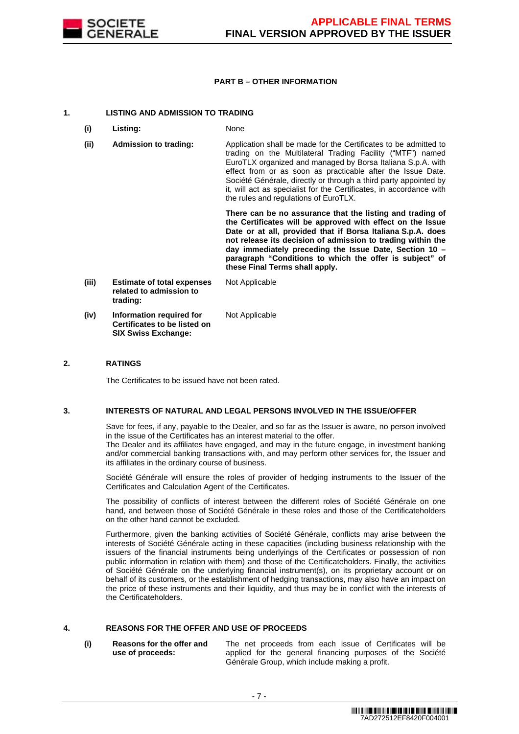## PART B – OTHER INFORMATION

### 1. LISTING AND ADMISSION TO TRADING

| | | |
|---|---|---|
| **(i)** | **Listing:** | None |
| **(ii)** | **Admission to trading:** | Application shall be made for the Certificates to be admitted to trading on the Multilateral Trading Facility ("MTF") named EuroTLX organized and managed by Borsa Italiana S.p.A. with effect from or as soon as practicable after the Issue Date. Société Générale, directly or through a third party appointed by it, will act as specialist for the Certificates, in accordance with the rules and regulations of EuroTLX.<br><br>**There can be no assurance that the listing and trading of the Certificates will be approved with effect on the Issue Date or at all, provided that if Borsa Italiana S.p.A. does not release its decision of admission to trading within the day immediately preceding the Issue Date, Section 10 – paragraph "Conditions to which the offer is subject" of these Final Terms shall apply.** |
| **(iii)** | **Estimate of total expenses related to admission to trading:** | Not Applicable |
| **(iv)** | **Information required for Certificates to be listed on SIX Swiss Exchange:** | Not Applicable |

### 2. RATINGS

The Certificates to be issued have not been rated.

### 3. INTERESTS OF NATURAL AND LEGAL PERSONS INVOLVED IN THE ISSUE/OFFER

Save for fees, if any, payable to the Dealer, and so far as the Issuer is aware, no person involved in the issue of the Certificates has an interest material to the offer.
The Dealer and its affiliates have engaged, and may in the future engage, in investment banking and/or commercial banking transactions with, and may perform other services for, the Issuer and its affiliates in the ordinary course of business.

Société Générale will ensure the roles of provider of hedging instruments to the Issuer of the Certificates and Calculation Agent of the Certificates.

The possibility of conflicts of interest between the different roles of Société Générale on one hand, and between those of Société Générale in these roles and those of the Certificateholders on the other hand cannot be excluded.

Furthermore, given the banking activities of Société Générale, conflicts may arise between the interests of Société Générale acting in these capacities (including business relationship with the issuers of the financial instruments being underlyings of the Certificates or possession of non public information in relation with them) and those of the Certificateholders. Finally, the activities of Société Générale on the underlying financial instrument(s), on its proprietary account or on behalf of its customers, or the establishment of hedging transactions, may also have an impact on the price of these instruments and their liquidity, and thus may be in conflict with the interests of the Certificateholders.

### 4. REASONS FOR THE OFFER AND USE OF PROCEEDS

| | | |
|---|---|---|
| **(i)** | **Reasons for the offer and use of proceeds:** | The net proceeds from each issue of Certificates will be applied for the general financing purposes of the Société Générale Group, which include making a profit. |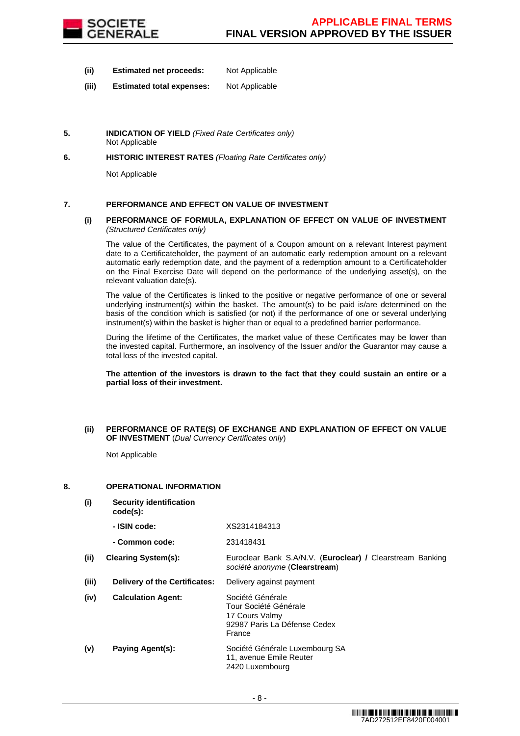**(ii)** **Estimated net proceeds:** Not Applicable

**(iii)** **Estimated total expenses:** Not Applicable

**5. INDICATION OF YIELD** *(Fixed Rate Certificates only)*

Not Applicable

**6. HISTORIC INTEREST RATES** *(Floating Rate Certificates only)*

Not Applicable

**7. PERFORMANCE AND EFFECT ON VALUE OF INVESTMENT**

**(i) PERFORMANCE OF FORMULA, EXPLANATION OF EFFECT ON VALUE OF INVESTMENT** *(Structured Certificates only)*

The value of the Certificates, the payment of a Coupon amount on a relevant Interest payment date to a Certificateholder, the payment of an automatic early redemption amount on a relevant automatic early redemption date, and the payment of a redemption amount to a Certificateholder on the Final Exercise Date will depend on the performance of the underlying asset(s), on the relevant valuation date(s).

The value of the Certificates is linked to the positive or negative performance of one or several underlying instrument(s) within the basket. The amount(s) to be paid is/are determined on the basis of the condition which is satisfied (or not) if the performance of one or several underlying instrument(s) within the basket is higher than or equal to a predefined barrier performance.

During the lifetime of the Certificates, the market value of these Certificates may be lower than the invested capital. Furthermore, an insolvency of the Issuer and/or the Guarantor may cause a total loss of the invested capital.

**The attention of the investors is drawn to the fact that they could sustain an entire or a partial loss of their investment.**

**(ii) PERFORMANCE OF RATE(S) OF EXCHANGE AND EXPLANATION OF EFFECT ON VALUE OF INVESTMENT** (*Dual Currency Certificates only*)

Not Applicable

**8. OPERATIONAL INFORMATION**

**(i)** **Security identification code(s):**

- **ISIN code:** XS2314184313
- **Common code:** 231418431

**(ii)** **Clearing System(s):** Euroclear Bank S.A/N.V. (**Euroclear) /** Clearstream Banking *société anonyme* (**Clearstream**)

**(iii)** **Delivery of the Certificates:** Delivery against payment

**(iv)** **Calculation Agent:** Société Générale
Tour Société Générale
17 Cours Valmy
92987 Paris La Défense Cedex
France

**(v)** **Paying Agent(s):** Société Générale Luxembourg SA
11, avenue Emile Reuter
2420 Luxembourg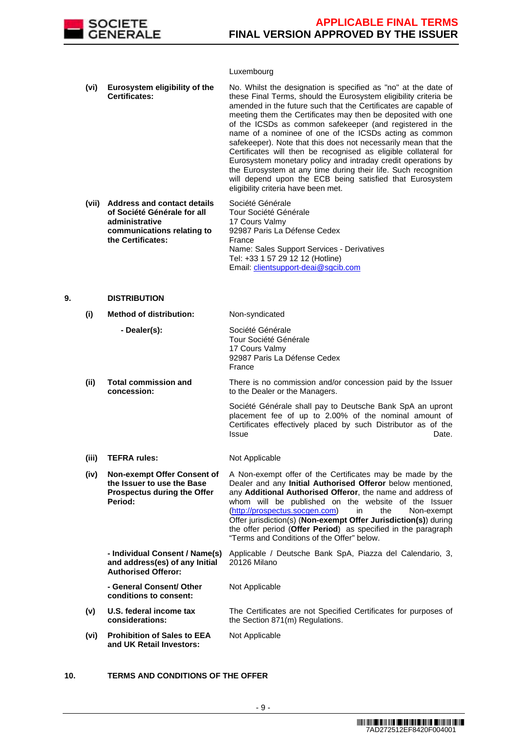| | | |
|---|---|---|
| | | Luxembourg |
| **(vi)** | **Eurosystem eligibility of the Certificates:** | No. Whilst the designation is specified as "no" at the date of these Final Terms, should the Eurosystem eligibility criteria be amended in the future such that the Certificates are capable of meeting them the Certificates may then be deposited with one of the ICSDs as common safekeeper (and registered in the name of a nominee of one of the ICSDs acting as common safekeeper). Note that this does not necessarily mean that the Certificates will then be recognised as eligible collateral for Eurosystem monetary policy and intraday credit operations by the Eurosystem at any time during their life. Such recognition will depend upon the ECB being satisfied that Eurosystem eligibility criteria have been met. |
| **(vii)** | **Address and contact details of Société Générale for all administrative communications relating to the Certificates:** | Société Générale<br>Tour Société Générale<br>17 Cours Valmy<br>92987 Paris La Défense Cedex<br>France<br>Name: Sales Support Services - Derivatives<br>Tel: +33 1 57 29 12 12 (Hotline)<br>Email: clientsupport-deai@sgcib.com |

**9. DISTRIBUTION**

| | | |
|---|---|---|
| **(i)** | **Method of distribution:** | Non-syndicated |
| | **- Dealer(s):** | Société Générale<br>Tour Société Générale<br>17 Cours Valmy<br>92987 Paris La Défense Cedex<br>France |
| **(ii)** | **Total commission and concession:** | There is no commission and/or concession paid by the Issuer to the Dealer or the Managers.<br><br>Société Générale shall pay to Deutsche Bank SpA an upront placement fee of up to 2.00% of the nominal amount of Certificates effectively placed by such Distributor as of the Issue Date. |
| **(iii)** | **TEFRA rules:** | Not Applicable |
| **(iv)** | **Non-exempt Offer Consent of the Issuer to use the Base Prospectus during the Offer Period:** | A Non-exempt offer of the Certificates may be made by the Dealer and any **Initial Authorised Offeror** below mentioned, any **Additional Authorised Offeror**, the name and address of whom will be published on the website of the Issuer (http://prospectus.socgen.com) in the Non-exempt Offer jurisdiction(s) (**Non-exempt Offer Jurisdiction(s)**) during the offer period (**Offer Period**) as specified in the paragraph "Terms and Conditions of the Offer" below. |
| | **- Individual Consent / Name(s) and address(es) of any Initial Authorised Offeror:** | Applicable / Deutsche Bank SpA, Piazza del Calendario, 3, 20126 Milano |
| | **- General Consent/ Other conditions to consent:** | Not Applicable |
| **(v)** | **U.S. federal income tax considerations:** | The Certificates are not Specified Certificates for purposes of the Section 871(m) Regulations. |
| **(vi)** | **Prohibition of Sales to EEA and UK Retail Investors:** | Not Applicable |

**10. TERMS AND CONDITIONS OF THE OFFER**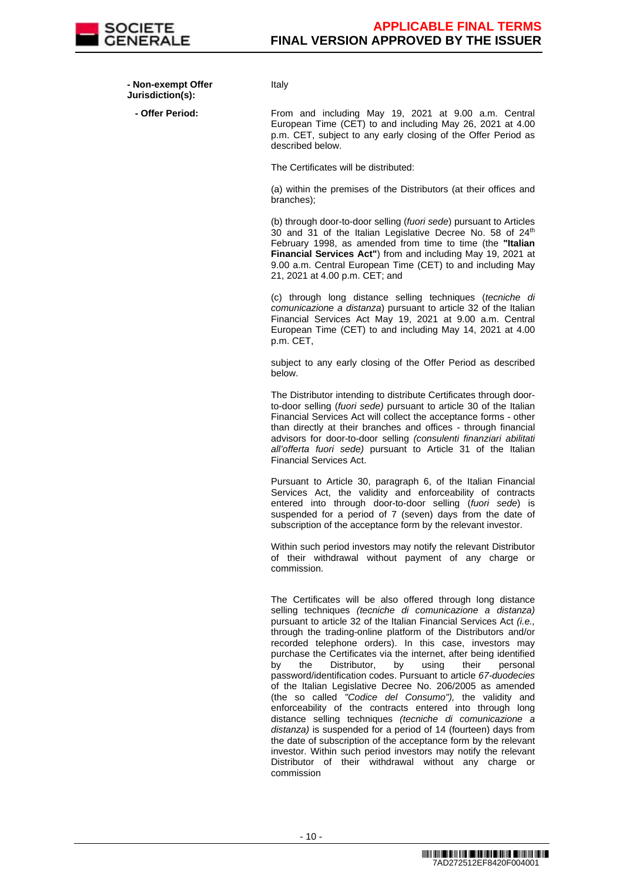**- Non-exempt Offer Jurisdiction(s):** Italy

**- Offer Period:** From and including May 19, 2021 at 9.00 a.m. Central European Time (CET) to and including May 26, 2021 at 4.00 p.m. CET, subject to any early closing of the Offer Period as described below.

The Certificates will be distributed:

(a) within the premises of the Distributors (at their offices and branches);

(b) through door-to-door selling (*fuori sede*) pursuant to Articles 30 and 31 of the Italian Legislative Decree No. 58 of 24th February 1998, as amended from time to time (the **"Italian Financial Services Act"**) from and including May 19, 2021 at 9.00 a.m. Central European Time (CET) to and including May 21, 2021 at 4.00 p.m. CET; and

(c) through long distance selling techniques (*tecniche di comunicazione a distanza*) pursuant to article 32 of the Italian Financial Services Act May 19, 2021 at 9.00 a.m. Central European Time (CET) to and including May 14, 2021 at 4.00 p.m. CET,

subject to any early closing of the Offer Period as described below.

The Distributor intending to distribute Certificates through door-to-door selling (*fuori sede)* pursuant to article 30 of the Italian Financial Services Act will collect the acceptance forms - other than directly at their branches and offices - through financial advisors for door-to-door selling *(consulenti finanziari abilitati all'offerta fuori sede)* pursuant to Article 31 of the Italian Financial Services Act.

Pursuant to Article 30, paragraph 6, of the Italian Financial Services Act, the validity and enforceability of contracts entered into through door-to-door selling (*fuori sede*) is suspended for a period of 7 (seven) days from the date of subscription of the acceptance form by the relevant investor.

Within such period investors may notify the relevant Distributor of their withdrawal without payment of any charge or commission.

The Certificates will be also offered through long distance selling techniques *(tecniche di comunicazione a distanza)* pursuant to article 32 of the Italian Financial Services Act *(i.e.,* through the trading-online platform of the Distributors and/or recorded telephone orders). In this case, investors may purchase the Certificates via the internet, after being identified by the Distributor, by using their personal password/identification codes. Pursuant to article *67-duodecies* of the Italian Legislative Decree No. 206/2005 as amended (the so called *"Codice del Consumo"),* the validity and enforceability of the contracts entered into through long distance selling techniques *(tecniche di comunicazione a distanza)* is suspended for a period of 14 (fourteen) days from the date of subscription of the acceptance form by the relevant investor. Within such period investors may notify the relevant Distributor of their withdrawal without any charge or commission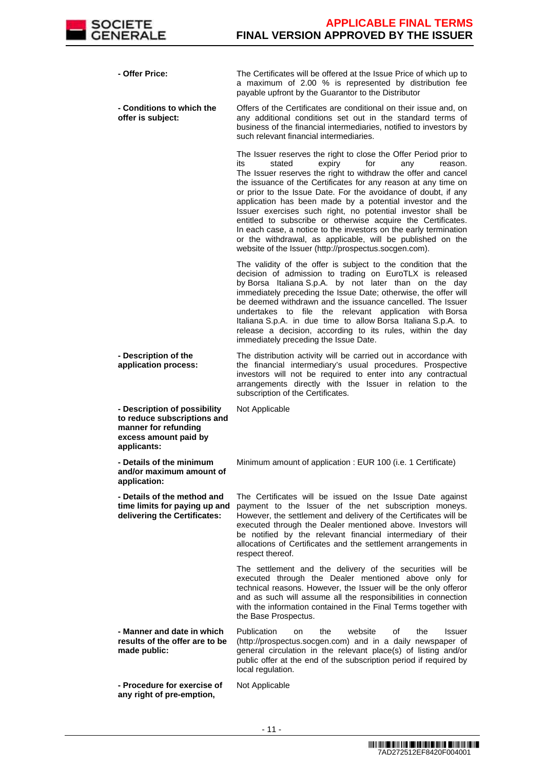| | |
|---|---|
| **- Offer Price:** | The Certificates will be offered at the Issue Price of which up to a maximum of 2.00 % is represented by distribution fee payable upfront by the Guarantor to the Distributor |
| **- Conditions to which the offer is subject:** | Offers of the Certificates are conditional on their issue and, on any additional conditions set out in the standard terms of business of the financial intermediaries, notified to investors by such relevant financial intermediaries.<br><br>The Issuer reserves the right to close the Offer Period prior to its stated expiry for any reason. The Issuer reserves the right to withdraw the offer and cancel the issuance of the Certificates for any reason at any time on or prior to the Issue Date. For the avoidance of doubt, if any application has been made by a potential investor and the Issuer exercises such right, no potential investor shall be entitled to subscribe or otherwise acquire the Certificates. In each case, a notice to the investors on the early termination or the withdrawal, as applicable, will be published on the website of the Issuer (http://prospectus.socgen.com).<br><br>The validity of the offer is subject to the condition that the decision of admission to trading on EuroTLX is released by Borsa Italiana S.p.A. by not later than on the day immediately preceding the Issue Date; otherwise, the offer will be deemed withdrawn and the issuance cancelled. The Issuer undertakes to file the relevant application with Borsa Italiana S.p.A. in due time to allow Borsa Italiana S.p.A. to release a decision, according to its rules, within the day immediately preceding the Issue Date. |
| **- Description of the application process:** | The distribution activity will be carried out in accordance with the financial intermediary's usual procedures. Prospective investors will not be required to enter into any contractual arrangements directly with the Issuer in relation to the subscription of the Certificates. |
| **- Description of possibility to reduce subscriptions and manner for refunding excess amount paid by applicants:** | Not Applicable |
| **- Details of the minimum and/or maximum amount of application:** | Minimum amount of application : EUR 100 (i.e. 1 Certificate) |
| **- Details of the method and time limits for paying up and delivering the Certificates:** | The Certificates will be issued on the Issue Date against payment to the Issuer of the net subscription moneys. However, the settlement and delivery of the Certificates will be executed through the Dealer mentioned above. Investors will be notified by the relevant financial intermediary of their allocations of Certificates and the settlement arrangements in respect thereof.<br><br>The settlement and the delivery of the securities will be executed through the Dealer mentioned above only for technical reasons. However, the Issuer will be the only offeror and as such will assume all the responsibilities in connection with the information contained in the Final Terms together with the Base Prospectus. |
| **- Manner and date in which results of the offer are to be made public:** | Publication on the website of the Issuer (http://prospectus.socgen.com) and in a daily newspaper of general circulation in the relevant place(s) of listing and/or public offer at the end of the subscription period if required by local regulation. |
| **- Procedure for exercise of any right of pre-emption,** | Not Applicable |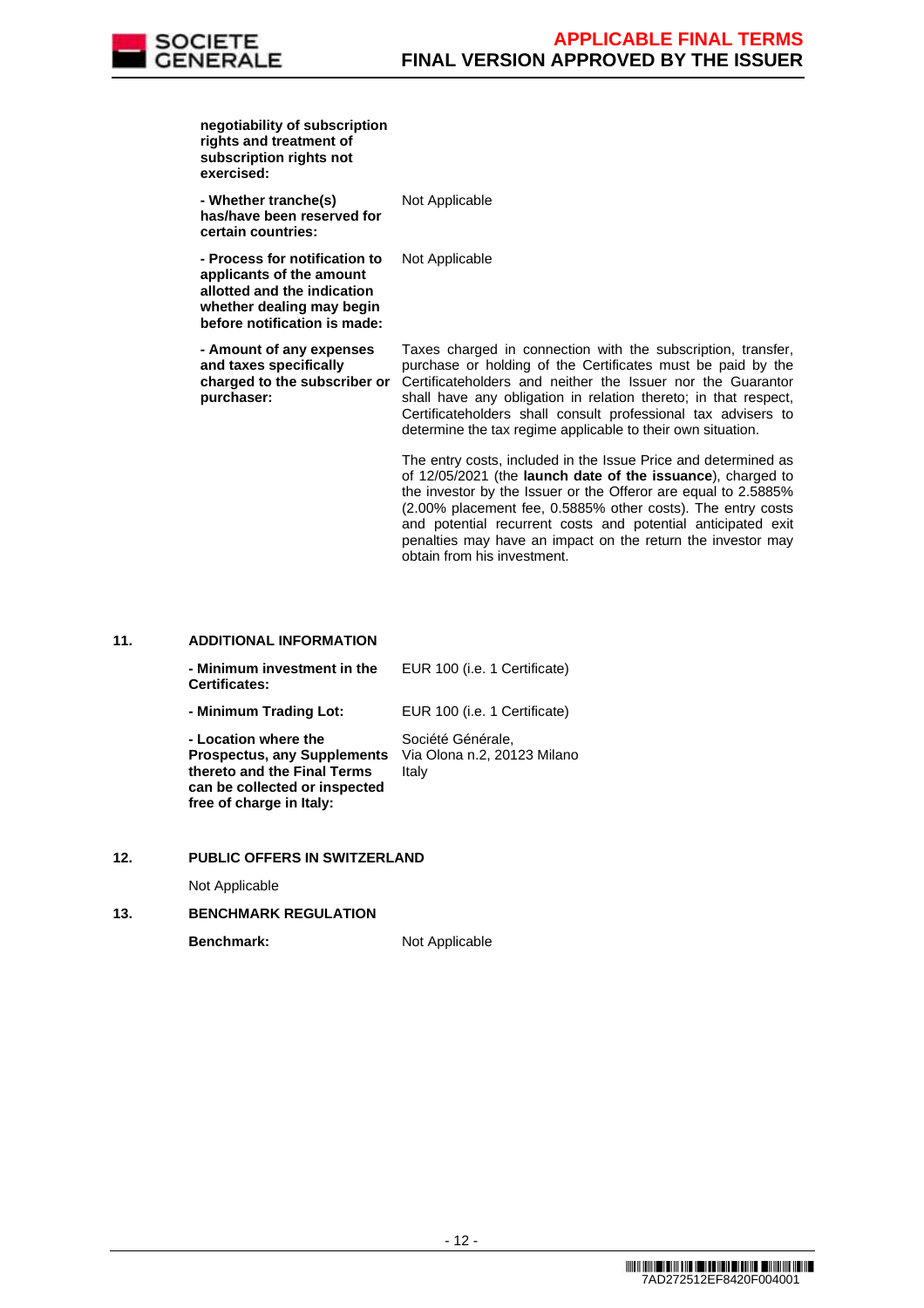| | |
|---|---|
| **negotiability of subscription rights and treatment of subscription rights not exercised:** | |
| **- Whether tranche(s) has/have been reserved for certain countries:** | Not Applicable |
| **- Process for notification to applicants of the amount allotted and the indication whether dealing may begin before notification is made:** | Not Applicable |
| **- Amount of any expenses and taxes specifically charged to the subscriber or purchaser:** | Taxes charged in connection with the subscription, transfer, purchase or holding of the Certificates must be paid by the Certificateholders and neither the Issuer nor the Guarantor shall have any obligation in relation thereto; in that respect, Certificateholders shall consult professional tax advisers to determine the tax regime applicable to their own situation.<br><br>The entry costs, included in the Issue Price and determined as of 12/05/2021 (the **launch date of the issuance**), charged to the investor by the Issuer or the Offeror are equal to 2.5885% (2.00% placement fee, 0.5885% other costs). The entry costs and potential recurrent costs and potential anticipated exit penalties may have an impact on the return the investor may obtain from his investment. |

## 11. ADDITIONAL INFORMATION

| | |
|---|---|
| **- Minimum investment in the Certificates:** | EUR 100 (i.e. 1 Certificate) |
| **- Minimum Trading Lot:** | EUR 100 (i.e. 1 Certificate) |
| **- Location where the Prospectus, any Supplements thereto and the Final Terms can be collected or inspected free of charge in Italy:** | Société Générale,<br>Via Olona n.2, 20123 Milano<br>Italy |

## 12. PUBLIC OFFERS IN SWITZERLAND

Not Applicable

## 13. BENCHMARK REGULATION

| | |
|---|---|
| **Benchmark:** | Not Applicable |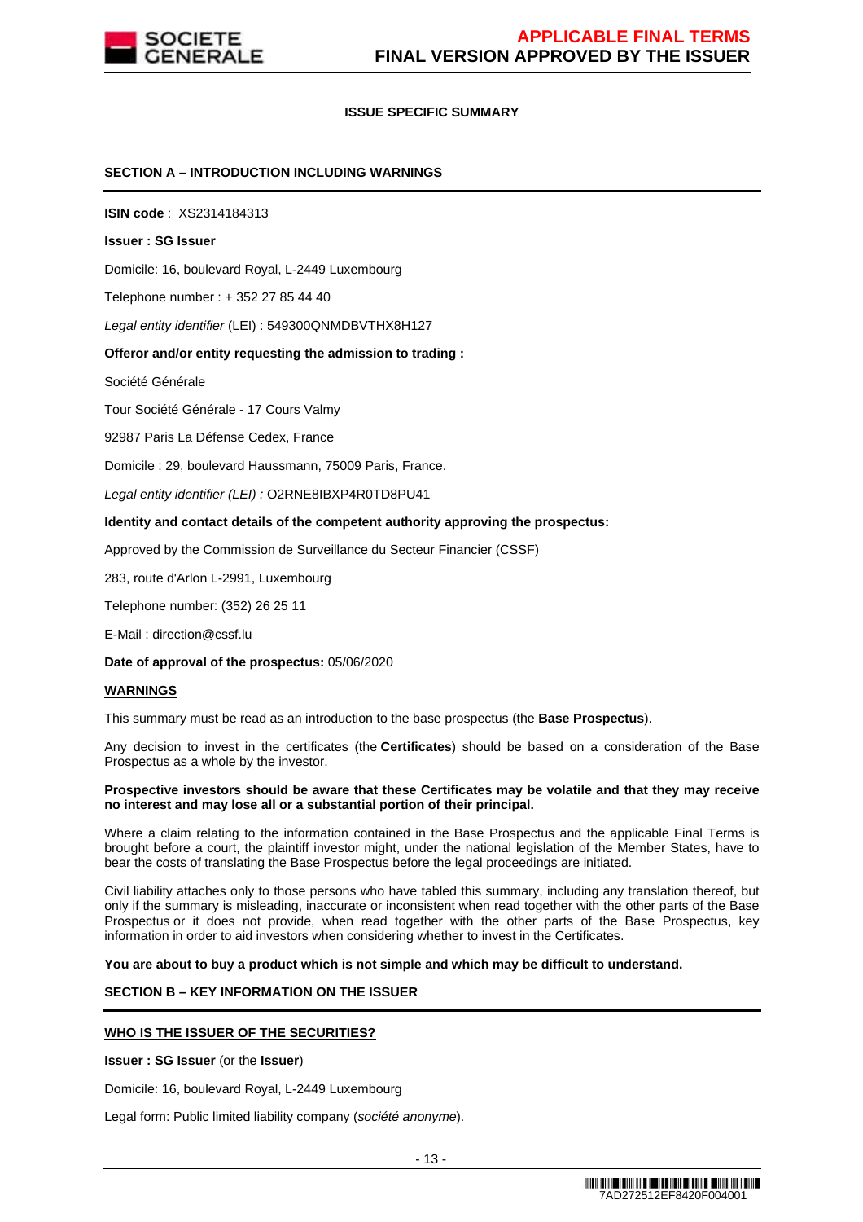## ISSUE SPECIFIC SUMMARY

### SECTION A – INTRODUCTION INCLUDING WARNINGS

**ISIN code** : XS2314184313

**Issuer : SG Issuer**

Domicile: 16, boulevard Royal, L-2449 Luxembourg

Telephone number : + 352 27 85 44 40

*Legal entity identifier* (LEI) : 549300QNMDBVTHX8H127

**Offeror and/or entity requesting the admission to trading :**

Société Générale

Tour Société Générale - 17 Cours Valmy

92987 Paris La Défense Cedex, France

Domicile : 29, boulevard Haussmann, 75009 Paris, France.

*Legal entity identifier (LEI) :* O2RNE8IBXP4R0TD8PU41

**Identity and contact details of the competent authority approving the prospectus:**

Approved by the Commission de Surveillance du Secteur Financier (CSSF)

283, route d'Arlon L-2991, Luxembourg

Telephone number: (352) 26 25 11

E-Mail : direction@cssf.lu

**Date of approval of the prospectus:** 05/06/2020

**WARNINGS**

This summary must be read as an introduction to the base prospectus (the **Base Prospectus**).

Any decision to invest in the certificates (the **Certificates**) should be based on a consideration of the Base Prospectus as a whole by the investor.

**Prospective investors should be aware that these Certificates may be volatile and that they may receive no interest and may lose all or a substantial portion of their principal.**

Where a claim relating to the information contained in the Base Prospectus and the applicable Final Terms is brought before a court, the plaintiff investor might, under the national legislation of the Member States, have to bear the costs of translating the Base Prospectus before the legal proceedings are initiated.

Civil liability attaches only to those persons who have tabled this summary, including any translation thereof, but only if the summary is misleading, inaccurate or inconsistent when read together with the other parts of the Base Prospectus or it does not provide, when read together with the other parts of the Base Prospectus, key information in order to aid investors when considering whether to invest in the Certificates.

**You are about to buy a product which is not simple and which may be difficult to understand.**

### SECTION B – KEY INFORMATION ON THE ISSUER

**WHO IS THE ISSUER OF THE SECURITIES?**

**Issuer : SG Issuer** (or the **Issuer**)

Domicile: 16, boulevard Royal, L-2449 Luxembourg

Legal form: Public limited liability company (*société anonyme*).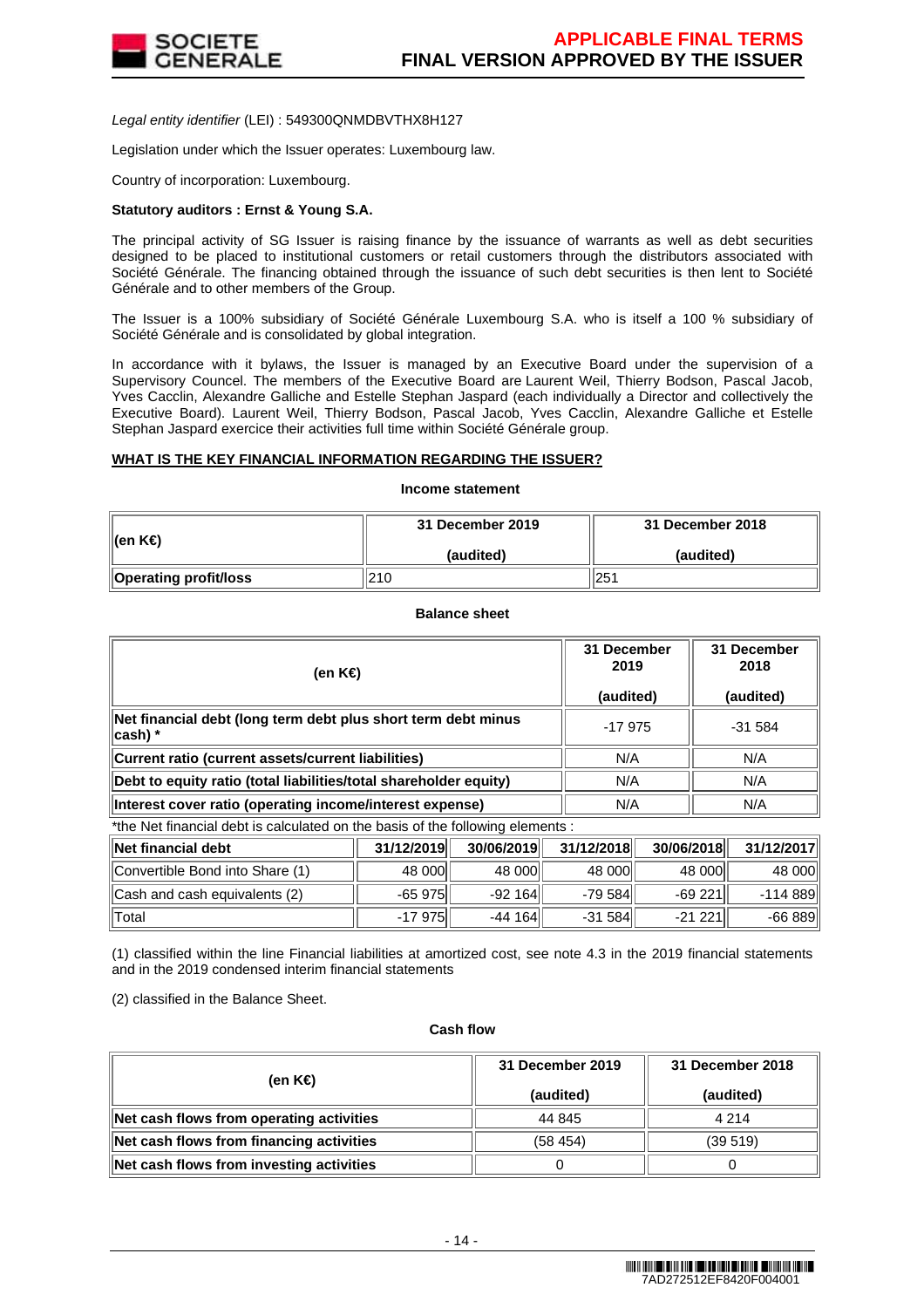*Legal entity identifier* (LEI) : 549300QNMDBVTHX8H127

Legislation under which the Issuer operates: Luxembourg law.

Country of incorporation: Luxembourg.

**Statutory auditors : Ernst & Young S.A.**

The principal activity of SG Issuer is raising finance by the issuance of warrants as well as debt securities designed to be placed to institutional customers or retail customers through the distributors associated with Société Générale. The financing obtained through the issuance of such debt securities is then lent to Société Générale and to other members of the Group.

The Issuer is a 100% subsidiary of Société Générale Luxembourg S.A. who is itself a 100 % subsidiary of Société Générale and is consolidated by global integration.

In accordance with it bylaws, the Issuer is managed by an Executive Board under the supervision of a Supervisory Councel. The members of the Executive Board are Laurent Weil, Thierry Bodson, Pascal Jacob, Yves Cacclin, Alexandre Galliche and Estelle Stephan Jaspard (each individually a Director and collectively the Executive Board). Laurent Weil, Thierry Bodson, Pascal Jacob, Yves Cacclin, Alexandre Galliche et Estelle Stephan Jaspard exercice their activities full time within Société Générale group.

**WHAT IS THE KEY FINANCIAL INFORMATION REGARDING THE ISSUER?**

**Income statement**

| (en K€) | 31 December 2019 (audited) | 31 December 2018 (audited) |
|---|---|---|
| **Operating profit/loss** | 210 | 251 |

**Balance sheet**

| (en K€) | 31 December 2019 (audited) | 31 December 2018 (audited) |
|---|---|---|
| **Net financial debt (long term debt plus short term debt minus cash) *** | -17 975 | -31 584 |
| **Current ratio (current assets/current liabilities)** | N/A | N/A |
| **Debt to equity ratio (total liabilities/total shareholder equity)** | N/A | N/A |
| **Interest cover ratio (operating income/interest expense)** | N/A | N/A |

*the Net financial debt is calculated on the basis of the following elements :

| Net financial debt | 31/12/2019 | 30/06/2019 | 31/12/2018 | 30/06/2018 | 31/12/2017 |
|---|---|---|---|---|---|
| Convertible Bond into Share (1) | 48 000 | 48 000 | 48 000 | 48 000 | 48 000 |
| Cash and cash equivalents (2) | -65 975 | -92 164 | -79 584 | -69 221 | -114 889 |
| Total | -17 975 | -44 164 | -31 584 | -21 221 | -66 889 |

(1) classified within the line Financial liabilities at amortized cost, see note 4.3 in the 2019 financial statements and in the 2019 condensed interim financial statements

(2) classified in the Balance Sheet.

**Cash flow**

| (en K€) | 31 December 2019 (audited) | 31 December 2018 (audited) |
|---|---|---|
| **Net cash flows from operating activities** | 44 845 | 4 214 |
| **Net cash flows from financing activities** | (58 454) | (39 519) |
| **Net cash flows from investing activities** | 0 | 0 |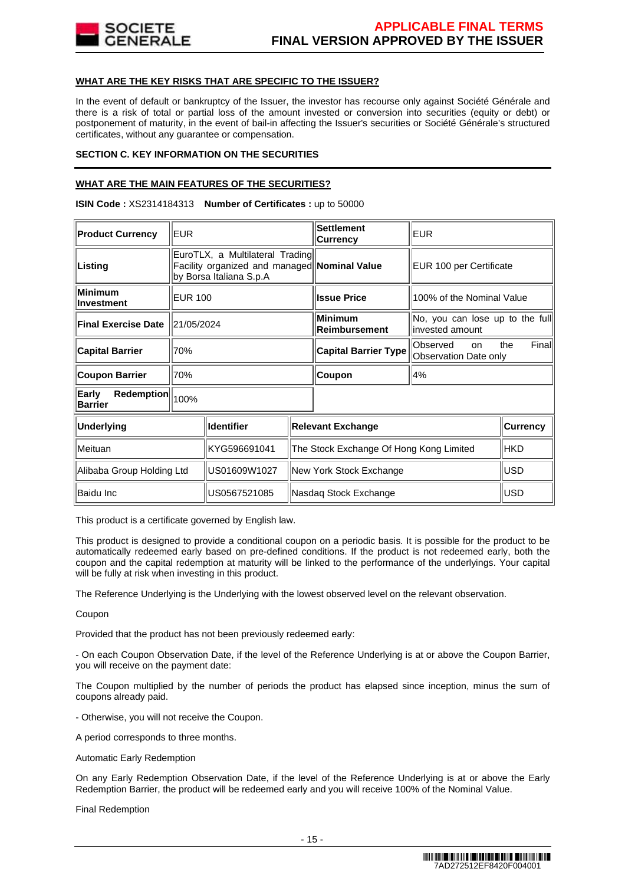**WHAT ARE THE KEY RISKS THAT ARE SPECIFIC TO THE ISSUER?**

In the event of default or bankruptcy of the Issuer, the investor has recourse only against Société Générale and there is a risk of total or partial loss of the amount invested or conversion into securities (equity or debt) or postponement of maturity, in the event of bail-in affecting the Issuer's securities or Société Générale's structured certificates, without any guarantee or compensation.

**SECTION C. KEY INFORMATION ON THE SECURITIES**

**WHAT ARE THE MAIN FEATURES OF THE SECURITIES?**

**ISIN Code :** XS2314184313 **Number of Certificates :** up to 50000

| **Product Currency** | EUR | **Settlement Currency** | EUR |
|---|---|---|---|
| **Listing** | EuroTLX, a Multilateral Trading Facility organized and managed by Borsa Italiana S.p.A | **Nominal Value** | EUR 100 per Certificate |
| **Minimum Investment** | EUR 100 | **Issue Price** | 100% of the Nominal Value |
| **Final Exercise Date** | 21/05/2024 | **Minimum Reimbursement** | No, you can lose up to the full invested amount |
| **Capital Barrier** | 70% | **Capital Barrier Type** | Observed on the Final Observation Date only |
| **Coupon Barrier** | 70% | **Coupon** | 4% |
| **Early Redemption Barrier** | 100% | | |

| **Underlying** | **Identifier** | **Relevant Exchange** | **Currency** |
|---|---|---|---|
| Meituan | KYG596691041 | The Stock Exchange Of Hong Kong Limited | HKD |
| Alibaba Group Holding Ltd | US01609W1027 | New York Stock Exchange | USD |
| Baidu Inc | US0567521085 | Nasdaq Stock Exchange | USD |

This product is a certificate governed by English law.

This product is designed to provide a conditional coupon on a periodic basis. It is possible for the product to be automatically redeemed early based on pre-defined conditions. If the product is not redeemed early, both the coupon and the capital redemption at maturity will be linked to the performance of the underlyings. Your capital will be fully at risk when investing in this product.

The Reference Underlying is the Underlying with the lowest observed level on the relevant observation.

Coupon

Provided that the product has not been previously redeemed early:

- On each Coupon Observation Date, if the level of the Reference Underlying is at or above the Coupon Barrier, you will receive on the payment date:

The Coupon multiplied by the number of periods the product has elapsed since inception, minus the sum of coupons already paid.

- Otherwise, you will not receive the Coupon.

A period corresponds to three months.

Automatic Early Redemption

On any Early Redemption Observation Date, if the level of the Reference Underlying is at or above the Early Redemption Barrier, the product will be redeemed early and you will receive 100% of the Nominal Value.

Final Redemption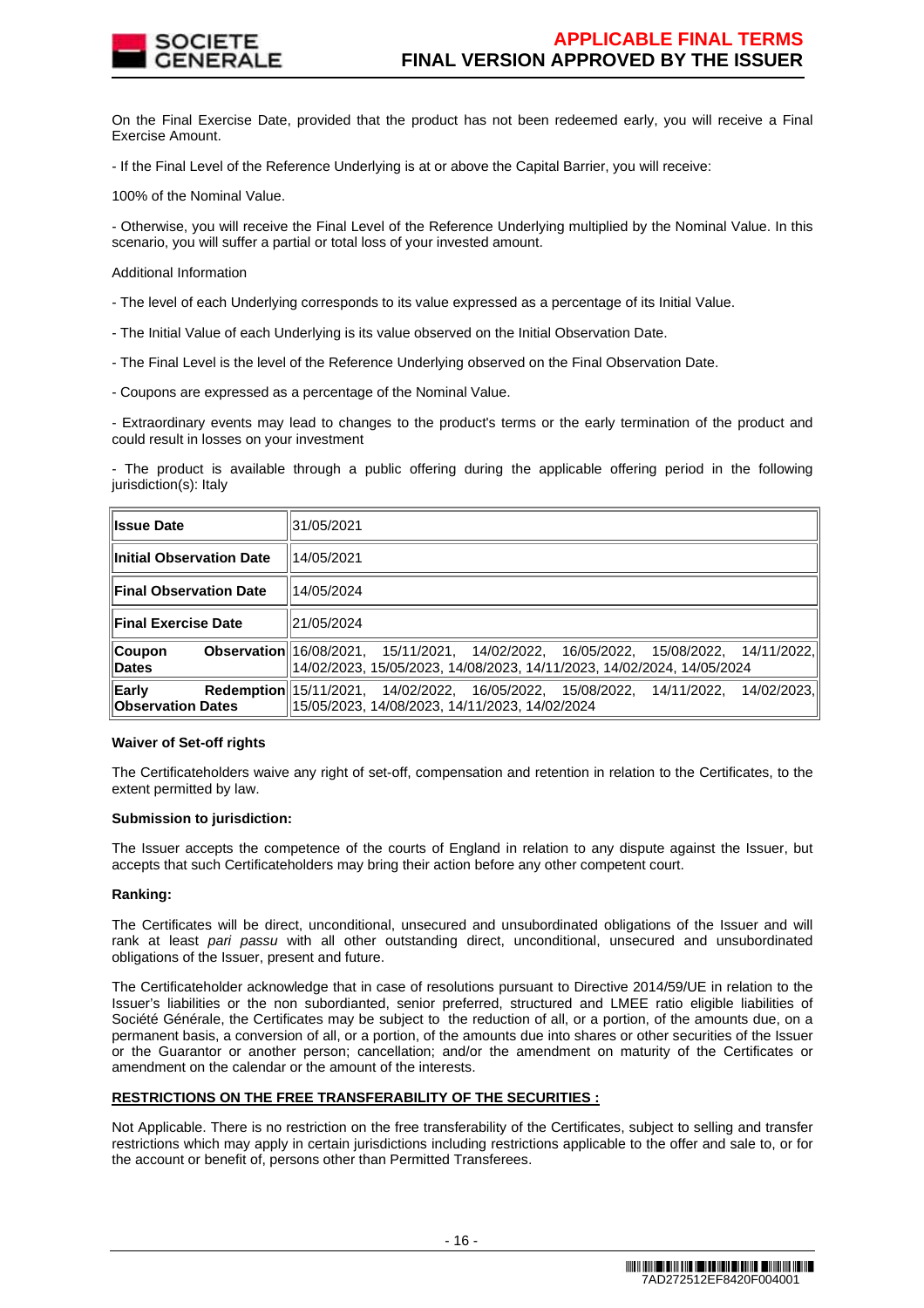On the Final Exercise Date, provided that the product has not been redeemed early, you will receive a Final Exercise Amount.

- If the Final Level of the Reference Underlying is at or above the Capital Barrier, you will receive:

100% of the Nominal Value.

- Otherwise, you will receive the Final Level of the Reference Underlying multiplied by the Nominal Value. In this scenario, you will suffer a partial or total loss of your invested amount.

Additional Information

- The level of each Underlying corresponds to its value expressed as a percentage of its Initial Value.

- The Initial Value of each Underlying is its value observed on the Initial Observation Date.

- The Final Level is the level of the Reference Underlying observed on the Final Observation Date.

- Coupons are expressed as a percentage of the Nominal Value.

- Extraordinary events may lead to changes to the product's terms or the early termination of the product and could result in losses on your investment

- The product is available through a public offering during the applicable offering period in the following jurisdiction(s): Italy

| | |
|---|---|
| **Issue Date** | 31/05/2021 |
| **Initial Observation Date** | 14/05/2021 |
| **Final Observation Date** | 14/05/2024 |
| **Final Exercise Date** | 21/05/2024 |
| **Coupon Observation Dates** | 16/08/2021, 15/11/2021, 14/02/2022, 16/05/2022, 15/08/2022, 14/11/2022, 14/02/2023, 15/05/2023, 14/08/2023, 14/11/2023, 14/02/2024, 14/05/2024 |
| **Early Redemption Observation Dates** | 15/11/2021, 14/02/2022, 16/05/2022, 15/08/2022, 14/11/2022, 14/02/2023, 15/05/2023, 14/08/2023, 14/11/2023, 14/02/2024 |

**Waiver of Set-off rights**

The Certificateholders waive any right of set-off, compensation and retention in relation to the Certificates, to the extent permitted by law.

**Submission to jurisdiction:**

The Issuer accepts the competence of the courts of England in relation to any dispute against the Issuer, but accepts that such Certificateholders may bring their action before any other competent court.

**Ranking:**

The Certificates will be direct, unconditional, unsecured and unsubordinated obligations of the Issuer and will rank at least *pari passu* with all other outstanding direct, unconditional, unsecured and unsubordinated obligations of the Issuer, present and future.

The Certificateholder acknowledge that in case of resolutions pursuant to Directive 2014/59/UE in relation to the Issuer's liabilities or the non subordianted, senior preferred, structured and LMEE ratio eligible liabilities of Société Générale, the Certificates may be subject to the reduction of all, or a portion, of the amounts due, on a permanent basis, a conversion of all, or a portion, of the amounts due into shares or other securities of the Issuer or the Guarantor or another person; cancellation; and/or the amendment on maturity of the Certificates or amendment on the calendar or the amount of the interests.

**RESTRICTIONS ON THE FREE TRANSFERABILITY OF THE SECURITIES :**

Not Applicable. There is no restriction on the free transferability of the Certificates, subject to selling and transfer restrictions which may apply in certain jurisdictions including restrictions applicable to the offer and sale to, or for the account or benefit of, persons other than Permitted Transferees.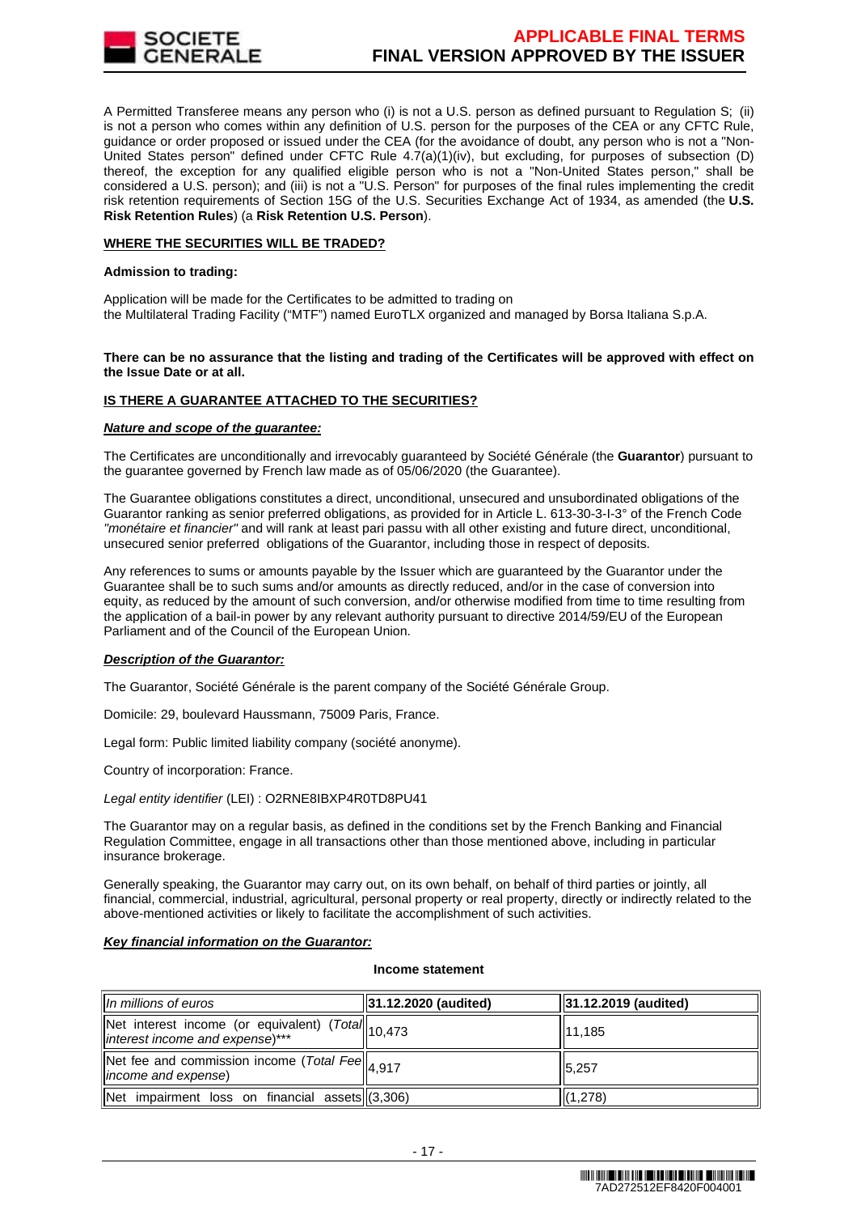A Permitted Transferee means any person who (i) is not a U.S. person as defined pursuant to Regulation S; (ii) is not a person who comes within any definition of U.S. person for the purposes of the CEA or any CFTC Rule, guidance or order proposed or issued under the CEA (for the avoidance of doubt, any person who is not a "Non-United States person" defined under CFTC Rule 4.7(a)(1)(iv), but excluding, for purposes of subsection (D) thereof, the exception for any qualified eligible person who is not a "Non-United States person," shall be considered a U.S. person); and (iii) is not a "U.S. Person" for purposes of the final rules implementing the credit risk retention requirements of Section 15G of the U.S. Securities Exchange Act of 1934, as amended (the **U.S. Risk Retention Rules**) (a **Risk Retention U.S. Person**).

**WHERE THE SECURITIES WILL BE TRADED?**

**Admission to trading:**

Application will be made for the Certificates to be admitted to trading on the Multilateral Trading Facility ("MTF") named EuroTLX organized and managed by Borsa Italiana S.p.A.

**There can be no assurance that the listing and trading of the Certificates will be approved with effect on the Issue Date or at all.**

**IS THERE A GUARANTEE ATTACHED TO THE SECURITIES?**

***Nature and scope of the guarantee:***

The Certificates are unconditionally and irrevocably guaranteed by Société Générale (the **Guarantor**) pursuant to the guarantee governed by French law made as of 05/06/2020 (the Guarantee).

The Guarantee obligations constitutes a direct, unconditional, unsecured and unsubordinated obligations of the Guarantor ranking as senior preferred obligations, as provided for in Article L. 613-30-3-I-3° of the French Code *"monétaire et financier"* and will rank at least pari passu with all other existing and future direct, unconditional, unsecured senior preferred obligations of the Guarantor, including those in respect of deposits.

Any references to sums or amounts payable by the Issuer which are guaranteed by the Guarantor under the Guarantee shall be to such sums and/or amounts as directly reduced, and/or in the case of conversion into equity, as reduced by the amount of such conversion, and/or otherwise modified from time to time resulting from the application of a bail-in power by any relevant authority pursuant to directive 2014/59/EU of the European Parliament and of the Council of the European Union.

***Description of the Guarantor:***

The Guarantor, Société Générale is the parent company of the Société Générale Group.

Domicile: 29, boulevard Haussmann, 75009 Paris, France.

Legal form: Public limited liability company (société anonyme).

Country of incorporation: France.

*Legal entity identifier* (LEI) : O2RNE8IBXP4R0TD8PU41

The Guarantor may on a regular basis, as defined in the conditions set by the French Banking and Financial Regulation Committee, engage in all transactions other than those mentioned above, including in particular insurance brokerage.

Generally speaking, the Guarantor may carry out, on its own behalf, on behalf of third parties or jointly, all financial, commercial, industrial, agricultural, personal property or real property, directly or indirectly related to the above-mentioned activities or likely to facilitate the accomplishment of such activities.

***Key financial information on the Guarantor:***

**Income statement**

| *In millions of euros* | **31.12.2020 (audited)** | **31.12.2019 (audited)** |
|---|---|---|
| Net interest income (or equivalent) (*Total interest income and expense*)*** | 10,473 | 11,185 |
| Net fee and commission income (*Total Fee income and expense*) | 4,917 | 5,257 |
| Net impairment loss on financial assets | (3,306) | (1,278) |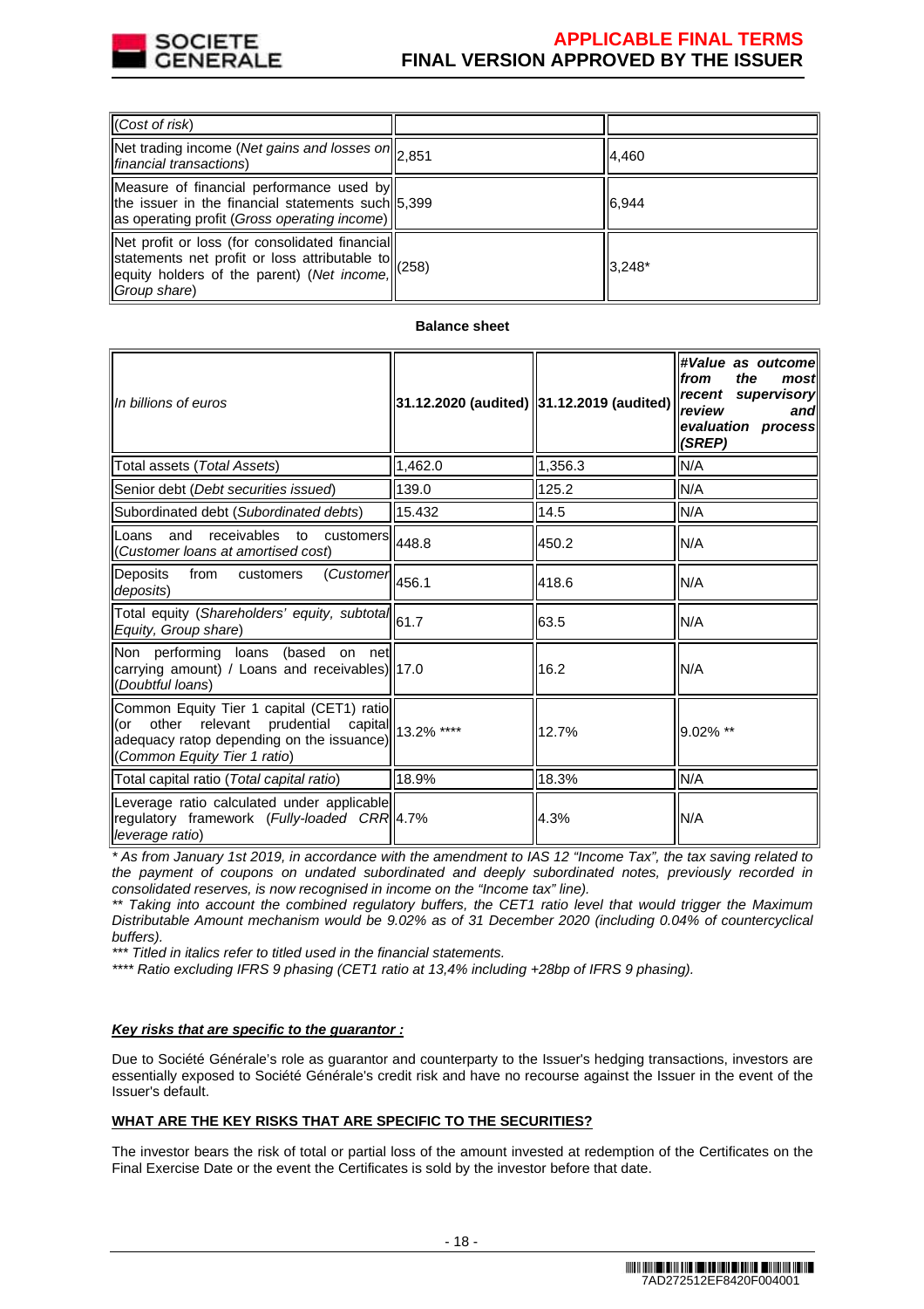| | | |
|---|---|---|
| (*Cost of risk*) | | |
| Net trading income (*Net gains and losses on financial transactions*) | 2,851 | 4,460 |
| Measure of financial performance used by the issuer in the financial statements such as operating profit (*Gross operating income*) | 5,399 | 6,944 |
| Net profit or loss (for consolidated financial statements net profit or loss attributable to equity holders of the parent) (*Net income, Group share*) | (258) | 3,248* |

**Balance sheet**

| *In billions of euros* | 31.12.2020 (audited) | 31.12.2019 (audited) | *#Value as outcome from the most recent supervisory review and evaluation process (SREP)* |
|---|---|---|---|
| Total assets (*Total Assets*) | 1,462.0 | 1,356.3 | N/A |
| Senior debt (*Debt securities issued*) | 139.0 | 125.2 | N/A |
| Subordinated debt (*Subordinated debts*) | 15.432 | 14.5 | N/A |
| Loans and receivables to customers (*Customer loans at amortised cost*) | 448.8 | 450.2 | N/A |
| Deposits from customers (*Customer deposits*) | 456.1 | 418.6 | N/A |
| Total equity (*Shareholders' equity, subtotal Equity, Group share*) | 61.7 | 63.5 | N/A |
| Non performing loans (based on net carrying amount) / Loans and receivables) (*Doubtful loans*) | 17.0 | 16.2 | N/A |
| Common Equity Tier 1 capital (CET1) ratio (or other relevant prudential capital adequacy ratop depending on the issuance) (*Common Equity Tier 1 ratio*) | 13.2% **** | 12.7% | 9.02% ** |
| Total capital ratio (*Total capital ratio*) | 18.9% | 18.3% | N/A |
| Leverage ratio calculated under applicable regulatory framework (*Fully-loaded CRR leverage ratio*) | 4.7% | 4.3% | N/A |

*\* As from January 1st 2019, in accordance with the amendment to IAS 12 "Income Tax", the tax saving related to the payment of coupons on undated subordinated and deeply subordinated notes, previously recorded in consolidated reserves, is now recognised in income on the "Income tax" line).*
*\*\* Taking into account the combined regulatory buffers, the CET1 ratio level that would trigger the Maximum Distributable Amount mechanism would be 9.02% as of 31 December 2020 (including 0.04% of countercyclical buffers).*
*\*\*\* Titled in italics refer to titled used in the financial statements.*
*\*\*\*\* Ratio excluding IFRS 9 phasing (CET1 ratio at 13,4% including +28bp of IFRS 9 phasing).*

***Key risks that are specific to the guarantor :***

Due to Société Générale's role as guarantor and counterparty to the Issuer's hedging transactions, investors are essentially exposed to Société Générale's credit risk and have no recourse against the Issuer in the event of the Issuer's default.

**WHAT ARE THE KEY RISKS THAT ARE SPECIFIC TO THE SECURITIES?**

The investor bears the risk of total or partial loss of the amount invested at redemption of the Certificates on the Final Exercise Date or the event the Certificates is sold by the investor before that date.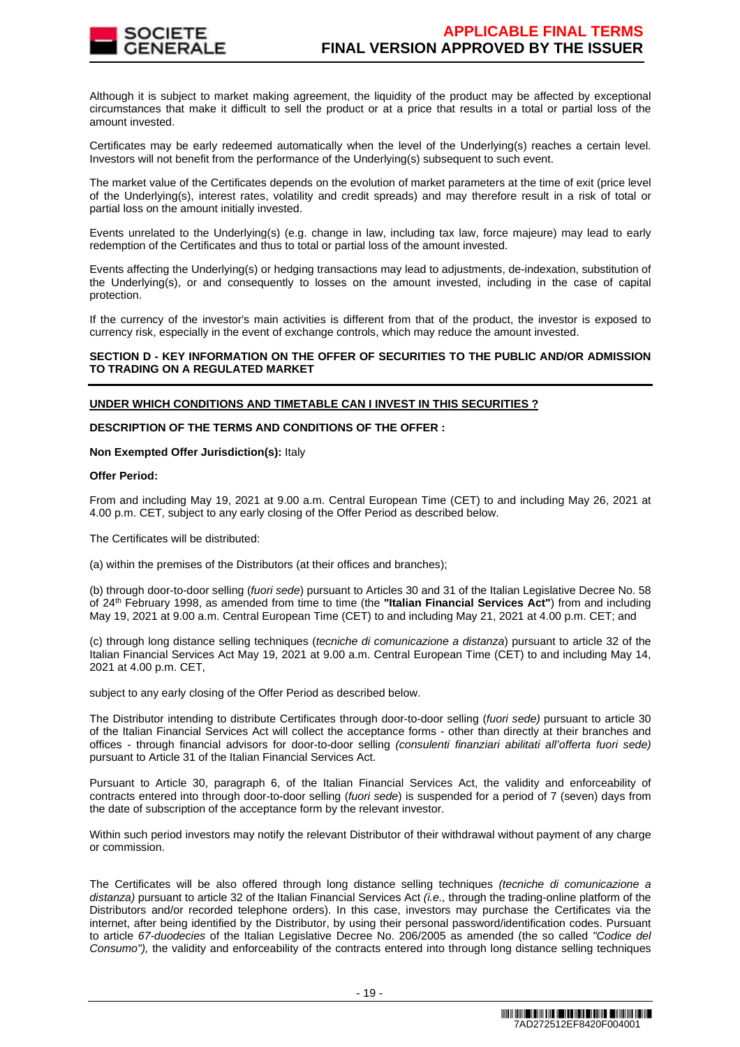Although it is subject to market making agreement, the liquidity of the product may be affected by exceptional circumstances that make it difficult to sell the product or at a price that results in a total or partial loss of the amount invested.

Certificates may be early redeemed automatically when the level of the Underlying(s) reaches a certain level. Investors will not benefit from the performance of the Underlying(s) subsequent to such event.

The market value of the Certificates depends on the evolution of market parameters at the time of exit (price level of the Underlying(s), interest rates, volatility and credit spreads) and may therefore result in a risk of total or partial loss on the amount initially invested.

Events unrelated to the Underlying(s) (e.g. change in law, including tax law, force majeure) may lead to early redemption of the Certificates and thus to total or partial loss of the amount invested.

Events affecting the Underlying(s) or hedging transactions may lead to adjustments, de-indexation, substitution of the Underlying(s), or and consequently to losses on the amount invested, including in the case of capital protection.

If the currency of the investor's main activities is different from that of the product, the investor is exposed to currency risk, especially in the event of exchange controls, which may reduce the amount invested.

## SECTION D - KEY INFORMATION ON THE OFFER OF SECURITIES TO THE PUBLIC AND/OR ADMISSION TO TRADING ON A REGULATED MARKET

**UNDER WHICH CONDITIONS AND TIMETABLE CAN I INVEST IN THIS SECURITIES ?**

**DESCRIPTION OF THE TERMS AND CONDITIONS OF THE OFFER :**

**Non Exempted Offer Jurisdiction(s):** Italy

**Offer Period:**

From and including May 19, 2021 at 9.00 a.m. Central European Time (CET) to and including May 26, 2021 at 4.00 p.m. CET, subject to any early closing of the Offer Period as described below.

The Certificates will be distributed:

(a) within the premises of the Distributors (at their offices and branches);

(b) through door-to-door selling (*fuori sede*) pursuant to Articles 30 and 31 of the Italian Legislative Decree No. 58 of 24th February 1998, as amended from time to time (the **"Italian Financial Services Act"**) from and including May 19, 2021 at 9.00 a.m. Central European Time (CET) to and including May 21, 2021 at 4.00 p.m. CET; and

(c) through long distance selling techniques (*tecniche di comunicazione a distanza*) pursuant to article 32 of the Italian Financial Services Act May 19, 2021 at 9.00 a.m. Central European Time (CET) to and including May 14, 2021 at 4.00 p.m. CET,

subject to any early closing of the Offer Period as described below.

The Distributor intending to distribute Certificates through door-to-door selling (*fuori sede)* pursuant to article 30 of the Italian Financial Services Act will collect the acceptance forms - other than directly at their branches and offices - through financial advisors for door-to-door selling *(consulenti finanziari abilitati all'offerta fuori sede)* pursuant to Article 31 of the Italian Financial Services Act.

Pursuant to Article 30, paragraph 6, of the Italian Financial Services Act, the validity and enforceability of contracts entered into through door-to-door selling (*fuori sede*) is suspended for a period of 7 (seven) days from the date of subscription of the acceptance form by the relevant investor.

Within such period investors may notify the relevant Distributor of their withdrawal without payment of any charge or commission.

The Certificates will be also offered through long distance selling techniques *(tecniche di comunicazione a distanza)* pursuant to article 32 of the Italian Financial Services Act *(i.e.,* through the trading-online platform of the Distributors and/or recorded telephone orders). In this case, investors may purchase the Certificates via the internet, after being identified by the Distributor, by using their personal password/identification codes. Pursuant to article *67-duodecies* of the Italian Legislative Decree No. 206/2005 as amended (the so called *"Codice del Consumo"),* the validity and enforceability of the contracts entered into through long distance selling techniques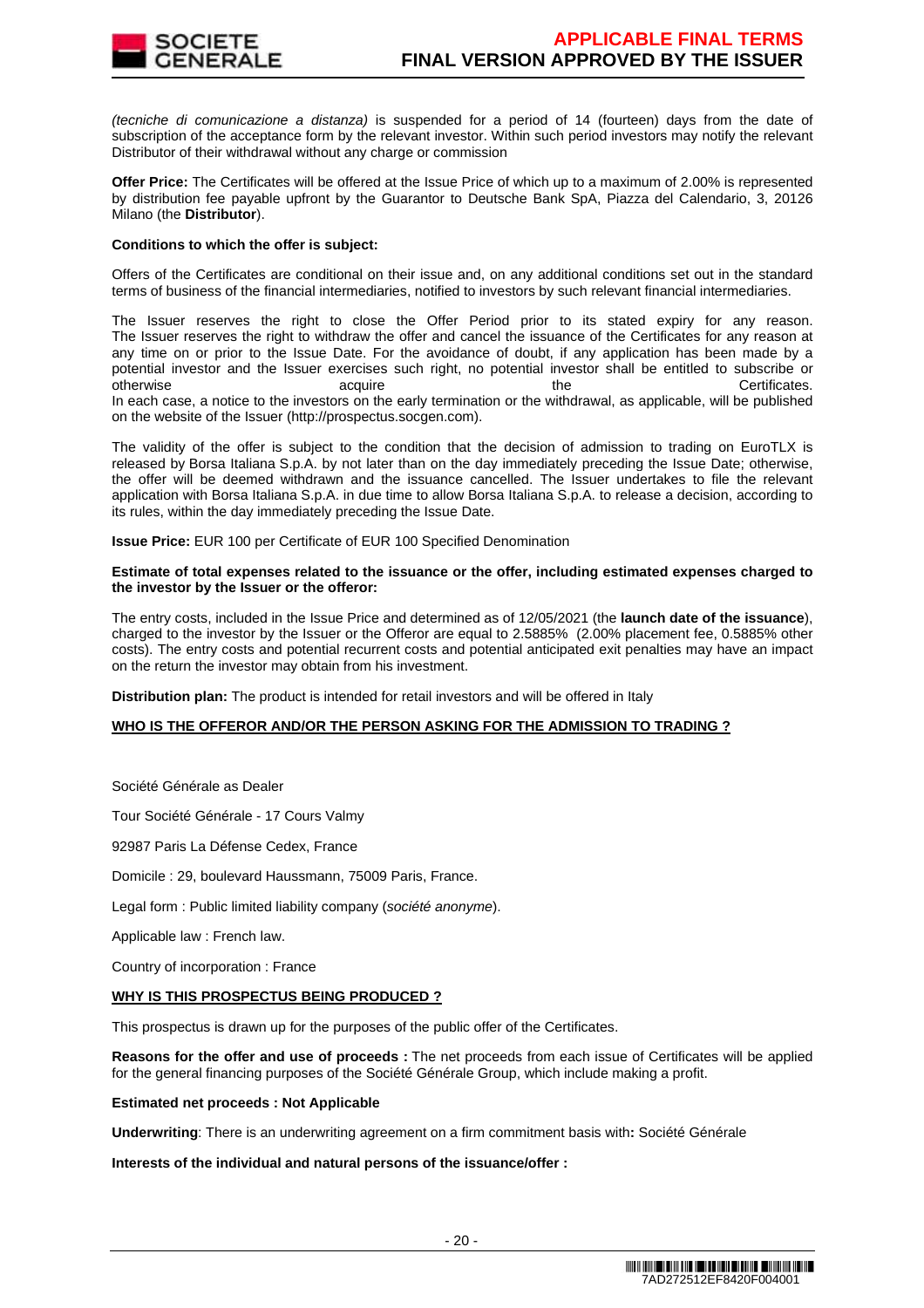*(tecniche di comunicazione a distanza)* is suspended for a period of 14 (fourteen) days from the date of subscription of the acceptance form by the relevant investor. Within such period investors may notify the relevant Distributor of their withdrawal without any charge or commission

**Offer Price:** The Certificates will be offered at the Issue Price of which up to a maximum of 2.00% is represented by distribution fee payable upfront by the Guarantor to Deutsche Bank SpA, Piazza del Calendario, 3, 20126 Milano (the **Distributor**).

**Conditions to which the offer is subject:**

Offers of the Certificates are conditional on their issue and, on any additional conditions set out in the standard terms of business of the financial intermediaries, notified to investors by such relevant financial intermediaries.

The Issuer reserves the right to close the Offer Period prior to its stated expiry for any reason. The Issuer reserves the right to withdraw the offer and cancel the issuance of the Certificates for any reason at any time on or prior to the Issue Date. For the avoidance of doubt, if any application has been made by a potential investor and the Issuer exercises such right, no potential investor shall be entitled to subscribe or otherwise acquire the Certificates.
In each case, a notice to the investors on the early termination or the withdrawal, as applicable, will be published on the website of the Issuer (http://prospectus.socgen.com).

The validity of the offer is subject to the condition that the decision of admission to trading on EuroTLX is released by Borsa Italiana S.p.A. by not later than on the day immediately preceding the Issue Date; otherwise, the offer will be deemed withdrawn and the issuance cancelled. The Issuer undertakes to file the relevant application with Borsa Italiana S.p.A. in due time to allow Borsa Italiana S.p.A. to release a decision, according to its rules, within the day immediately preceding the Issue Date.

**Issue Price:** EUR 100 per Certificate of EUR 100 Specified Denomination

**Estimate of total expenses related to the issuance or the offer, including estimated expenses charged to the investor by the Issuer or the offeror:**

The entry costs, included in the Issue Price and determined as of 12/05/2021 (the **launch date of the issuance**), charged to the investor by the Issuer or the Offeror are equal to 2.5885% (2.00% placement fee, 0.5885% other costs). The entry costs and potential recurrent costs and potential anticipated exit penalties may have an impact on the return the investor may obtain from his investment.

**Distribution plan:** The product is intended for retail investors and will be offered in Italy

**WHO IS THE OFFEROR AND/OR THE PERSON ASKING FOR THE ADMISSION TO TRADING ?**

Société Générale as Dealer

Tour Société Générale - 17 Cours Valmy

92987 Paris La Défense Cedex, France

Domicile : 29, boulevard Haussmann, 75009 Paris, France.

Legal form : Public limited liability company (*société anonyme*).

Applicable law : French law.

Country of incorporation : France

**WHY IS THIS PROSPECTUS BEING PRODUCED ?**

This prospectus is drawn up for the purposes of the public offer of the Certificates.

**Reasons for the offer and use of proceeds :** The net proceeds from each issue of Certificates will be applied for the general financing purposes of the Société Générale Group, which include making a profit.

**Estimated net proceeds : Not Applicable**

**Underwriting**: There is an underwriting agreement on a firm commitment basis with**:** Société Générale

**Interests of the individual and natural persons of the issuance/offer :**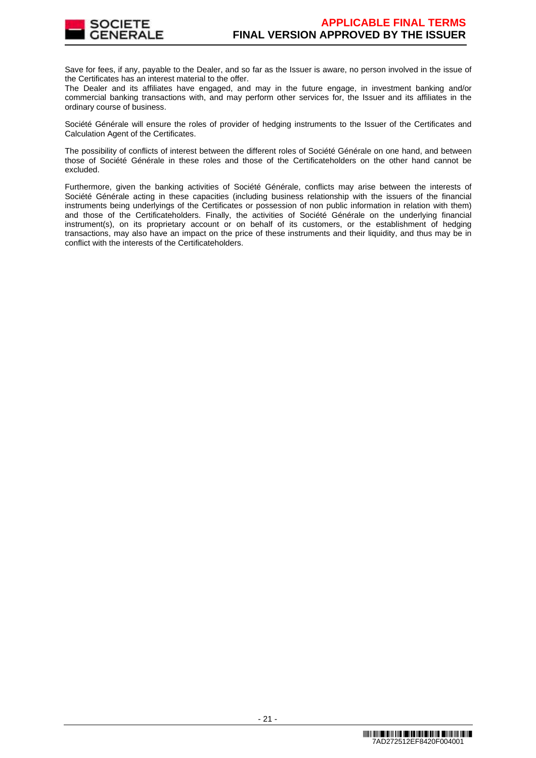Save for fees, if any, payable to the Dealer, and so far as the Issuer is aware, no person involved in the issue of the Certificates has an interest material to the offer.
The Dealer and its affiliates have engaged, and may in the future engage, in investment banking and/or commercial banking transactions with, and may perform other services for, the Issuer and its affiliates in the ordinary course of business.

Société Générale will ensure the roles of provider of hedging instruments to the Issuer of the Certificates and Calculation Agent of the Certificates.

The possibility of conflicts of interest between the different roles of Société Générale on one hand, and between those of Société Générale in these roles and those of the Certificateholders on the other hand cannot be excluded.

Furthermore, given the banking activities of Société Générale, conflicts may arise between the interests of Société Générale acting in these capacities (including business relationship with the issuers of the financial instruments being underlyings of the Certificates or possession of non public information in relation with them) and those of the Certificateholders. Finally, the activities of Société Générale on the underlying financial instrument(s), on its proprietary account or on behalf of its customers, or the establishment of hedging transactions, may also have an impact on the price of these instruments and their liquidity, and thus may be in conflict with the interests of the Certificateholders.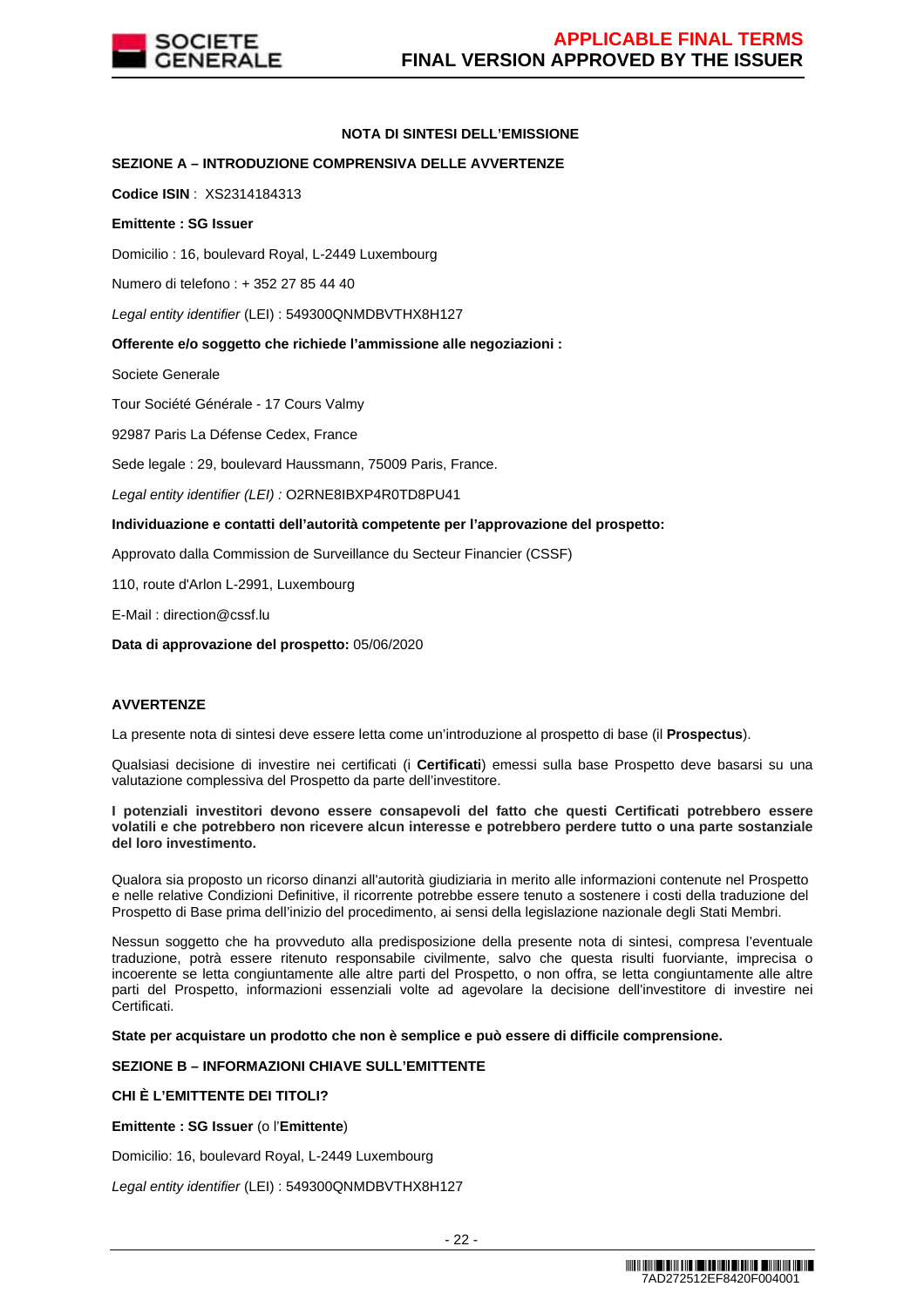## NOTA DI SINTESI DELL'EMISSIONE

### SEZIONE A – INTRODUZIONE COMPRENSIVA DELLE AVVERTENZE

**Codice ISIN** : XS2314184313

**Emittente : SG Issuer**

Domicilio : 16, boulevard Royal, L-2449 Luxembourg

Numero di telefono : + 352 27 85 44 40

*Legal entity identifier* (LEI) : 549300QNMDBVTHX8H127

**Offerente e/o soggetto che richiede l'ammissione alle negoziazioni :**

Societe Generale

Tour Société Générale - 17 Cours Valmy

92987 Paris La Défense Cedex, France

Sede legale : 29, boulevard Haussmann, 75009 Paris, France.

*Legal entity identifier (LEI) :* O2RNE8IBXP4R0TD8PU41

**Individuazione e contatti dell'autorità competente per l'approvazione del prospetto:**

Approvato dalla Commission de Surveillance du Secteur Financier (CSSF)

110, route d'Arlon L-2991, Luxembourg

E-Mail : direction@cssf.lu

**Data di approvazione del prospetto:** 05/06/2020

**AVVERTENZE**

La presente nota di sintesi deve essere letta come un'introduzione al prospetto di base (il **Prospectus**).

Qualsiasi decisione di investire nei certificati (i **Certificati**) emessi sulla base Prospetto deve basarsi su una valutazione complessiva del Prospetto da parte dell'investitore.

**I potenziali investitori devono essere consapevoli del fatto che questi Certificati potrebbero essere volatili e che potrebbero non ricevere alcun interesse e potrebbero perdere tutto o una parte sostanziale del loro investimento.**

Qualora sia proposto un ricorso dinanzi all'autorità giudiziaria in merito alle informazioni contenute nel Prospetto e nelle relative Condizioni Definitive, il ricorrente potrebbe essere tenuto a sostenere i costi della traduzione del Prospetto di Base prima dell'inizio del procedimento, ai sensi della legislazione nazionale degli Stati Membri.

Nessun soggetto che ha provveduto alla predisposizione della presente nota di sintesi, compresa l'eventuale traduzione, potrà essere ritenuto responsabile civilmente, salvo che questa risulti fuorviante, imprecisa o incoerente se letta congiuntamente alle altre parti del Prospetto, o non offra, se letta congiuntamente alle altre parti del Prospetto, informazioni essenziali volte ad agevolare la decisione dell'investitore di investire nei Certificati.

**State per acquistare un prodotto che non è semplice e può essere di difficile comprensione.**

### SEZIONE B – INFORMAZIONI CHIAVE SULL'EMITTENTE

**CHI È L'EMITTENTE DEI TITOLI?**

**Emittente : SG Issuer** (o l'**Emittente**)

Domicilio: 16, boulevard Royal, L-2449 Luxembourg

*Legal entity identifier* (LEI) : 549300QNMDBVTHX8H127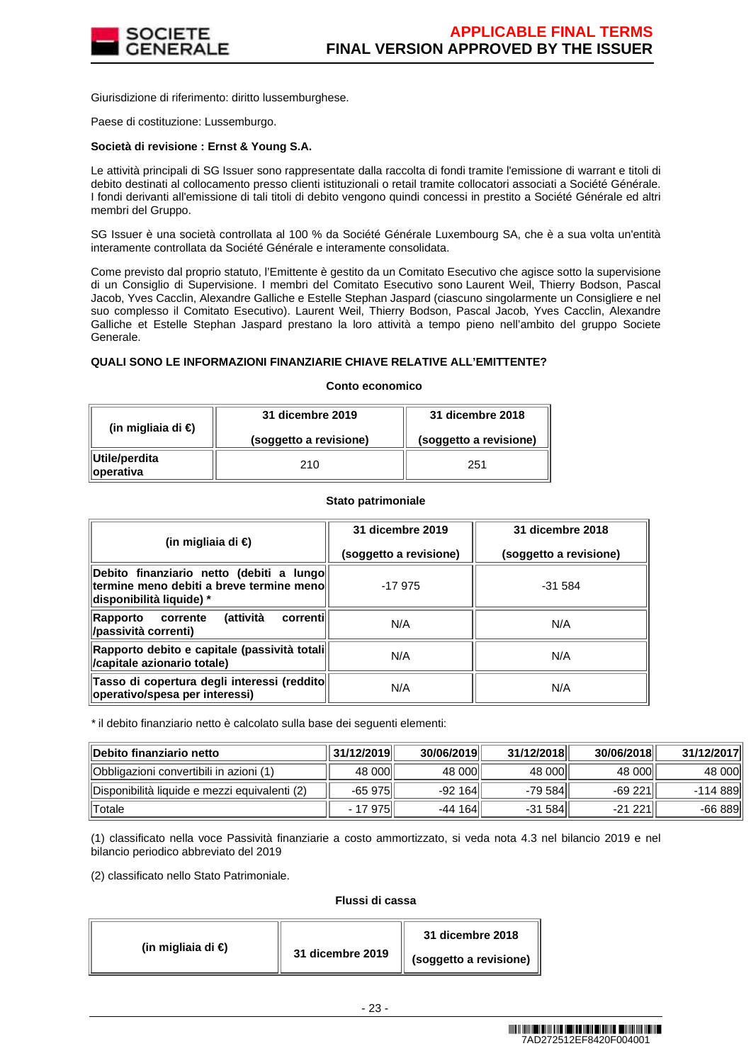Giurisdizione di riferimento: diritto lussemburghese.

Paese di costituzione: Lussemburgo.

**Società di revisione : Ernst & Young S.A.**

Le attività principali di SG Issuer sono rappresentate dalla raccolta di fondi tramite l'emissione di warrant e titoli di debito destinati al collocamento presso clienti istituzionali o retail tramite collocatori associati a Société Générale. I fondi derivanti all'emissione di tali titoli di debito vengono quindi concessi in prestito a Société Générale ed altri membri del Gruppo.

SG Issuer è una società controllata al 100 % da Société Générale Luxembourg SA, che è a sua volta un'entità interamente controllata da Société Générale e interamente consolidata.

Come previsto dal proprio statuto, l'Emittente è gestito da un Comitato Esecutivo che agisce sotto la supervisione di un Consiglio di Supervisione. I membri del Comitato Esecutivo sono Laurent Weil, Thierry Bodson, Pascal Jacob, Yves Cacclin, Alexandre Galliche e Estelle Stephan Jaspard (ciascuno singolarmente un Consigliere e nel suo complesso il Comitato Esecutivo). Laurent Weil, Thierry Bodson, Pascal Jacob, Yves Cacclin, Alexandre Galliche et Estelle Stephan Jaspard prestano la loro attività a tempo pieno nell'ambito del gruppo Societe Generale.

**QUALI SONO LE INFORMAZIONI FINANZIARIE CHIAVE RELATIVE ALL'EMITTENTE?**

**Conto economico**

| (in migliaia di €) | 31 dicembre 2019 (soggetto a revisione) | 31 dicembre 2018 (soggetto a revisione) |
|---|---|---|
| Utile/perdita operativa | 210 | 251 |

**Stato patrimoniale**

| (in migliaia di €) | 31 dicembre 2019 (soggetto a revisione) | 31 dicembre 2018 (soggetto a revisione) |
|---|---|---|
| Debito finanziario netto (debiti a lungo termine meno debiti a breve termine meno disponibilità liquide) * | -17 975 | -31 584 |
| Rapporto corrente (attività correnti /passività correnti) | N/A | N/A |
| Rapporto debito e capitale (passività totali /capitale azionario totale) | N/A | N/A |
| Tasso di copertura degli interessi (reddito operativo/spesa per interessi) | N/A | N/A |

* il debito finanziario netto è calcolato sulla base dei seguenti elementi:

| Debito finanziario netto | 31/12/2019 | 30/06/2019 | 31/12/2018 | 30/06/2018 | 31/12/2017 |
|---|---|---|---|---|---|
| Obbligazioni convertibili in azioni (1) | 48 000 | 48 000 | 48 000 | 48 000 | 48 000 |
| Disponibilità liquide e mezzi equivalenti (2) | -65 975 | -92 164 | -79 584 | -69 221 | -114 889 |
| Totale | - 17 975 | -44 164 | -31 584 | -21 221 | -66 889 |

(1) classificato nella voce Passività finanziarie a costo ammortizzato, si veda nota 4.3 nel bilancio 2019 e nel bilancio periodico abbreviato del 2019

(2) classificato nello Stato Patrimoniale.

**Flussi di cassa**

| (in migliaia di €) | 31 dicembre 2019 | 31 dicembre 2018 (soggetto a revisione) |
|---|---|---|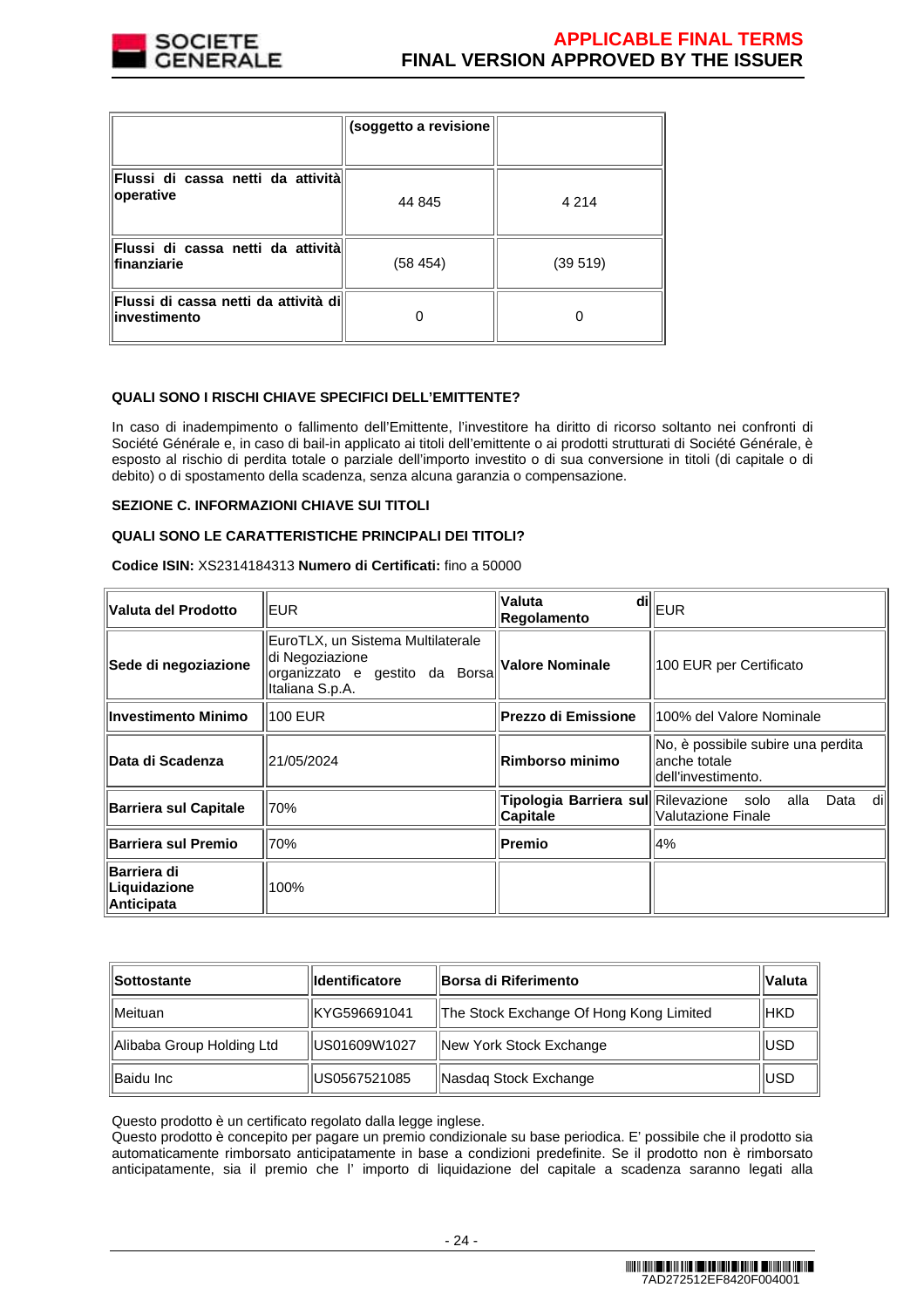| | (soggetto a revisione | |
|---|---|---|
| **Flussi di cassa netti da attività operative** | 44 845 | 4 214 |
| **Flussi di cassa netti da attività finanziarie** | (58 454) | (39 519) |
| **Flussi di cassa netti da attività di investimento** | 0 | 0 |

**QUALI SONO I RISCHI CHIAVE SPECIFICI DELL'EMITTENTE?**

In caso di inadempimento o fallimento dell'Emittente, l'investitore ha diritto di ricorso soltanto nei confronti di Société Générale e, in caso di bail-in applicato ai titoli dell'emittente o ai prodotti strutturati di Société Générale, è esposto al rischio di perdita totale o parziale dell'importo investito o di sua conversione in titoli (di capitale o di debito) o di spostamento della scadenza, senza alcuna garanzia o compensazione.

**SEZIONE C. INFORMAZIONI CHIAVE SUI TITOLI**

**QUALI SONO LE CARATTERISTICHE PRINCIPALI DEI TITOLI?**

**Codice ISIN:** XS2314184313 **Numero di Certificati:** fino a 50000

| **Valuta del Prodotto** | EUR | **Valuta di Regolamento** | EUR |
|---|---|---|---|
| **Sede di negoziazione** | EuroTLX, un Sistema Multilaterale di Negoziazione organizzato e gestito da Borsa Italiana S.p.A. | **Valore Nominale** | 100 EUR per Certificato |
| **Investimento Minimo** | 100 EUR | **Prezzo di Emissione** | 100% del Valore Nominale |
| **Data di Scadenza** | 21/05/2024 | **Rimborso minimo** | No, è possibile subire una perdita anche totale dell'investimento. |
| **Barriera sul Capitale** | 70% | **Tipologia Barriera sul Capitale** | Rilevazione solo alla Data di Valutazione Finale |
| **Barriera sul Premio** | 70% | **Premio** | 4% |
| **Barriera di Liquidazione Anticipata** | 100% | | |

| **Sottostante** | **Identificatore** | **Borsa di Riferimento** | **Valuta** |
|---|---|---|---|
| Meituan | KYG596691041 | The Stock Exchange Of Hong Kong Limited | HKD |
| Alibaba Group Holding Ltd | US01609W1027 | New York Stock Exchange | USD |
| Baidu Inc | US0567521085 | Nasdaq Stock Exchange | USD |

Questo prodotto è un certificato regolato dalla legge inglese.
Questo prodotto è concepito per pagare un premio condizionale su base periodica. E' possibile che il prodotto sia automaticamente rimborsato anticipatamente in base a condizioni predefinite. Se il prodotto non è rimborsato anticipatamente, sia il premio che l' importo di liquidazione del capitale a scadenza saranno legati alla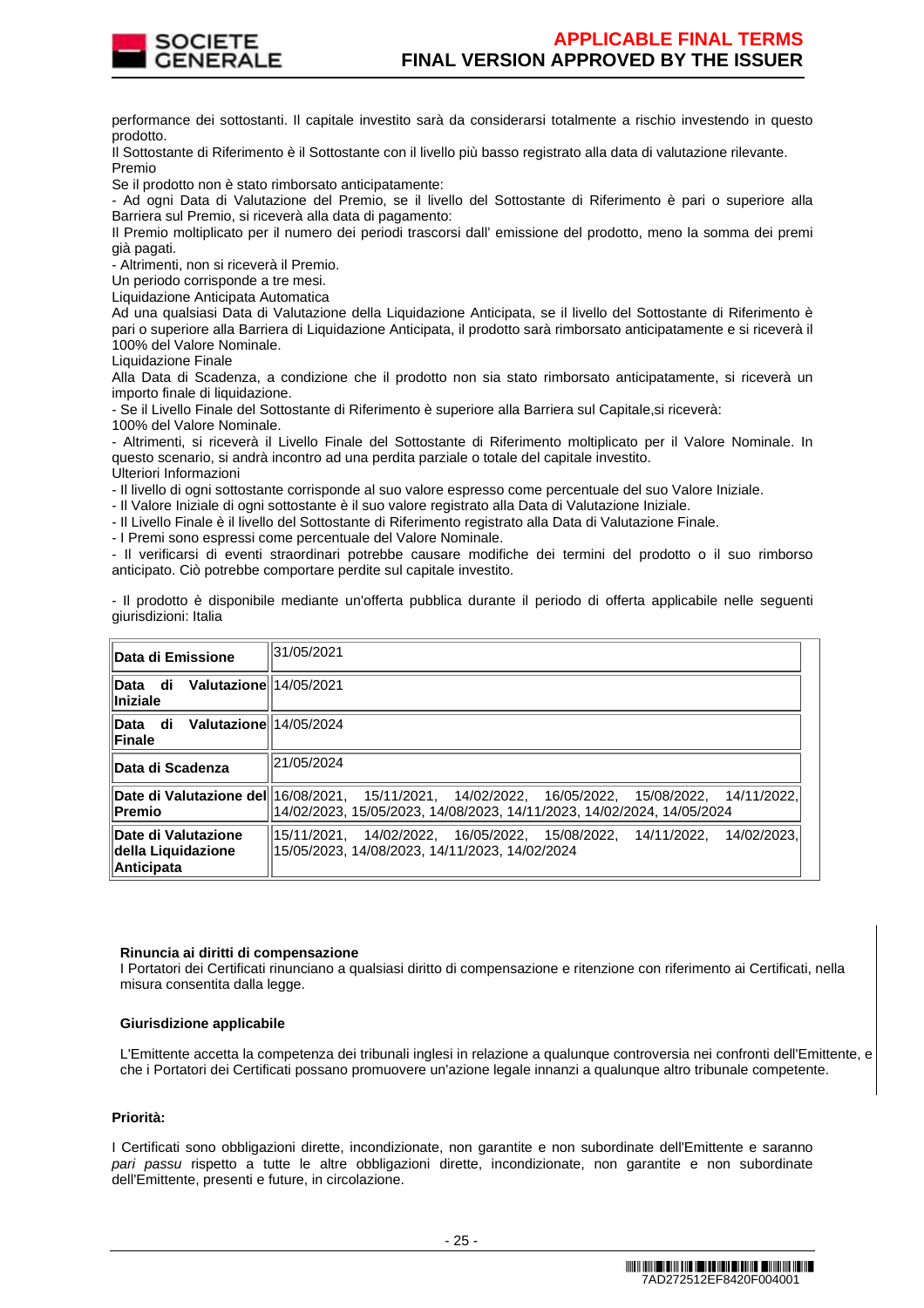performance dei sottostanti. Il capitale investito sarà da considerarsi totalmente a rischio investendo in questo prodotto.

Il Sottostante di Riferimento è il Sottostante con il livello più basso registrato alla data di valutazione rilevante.

Premio

Se il prodotto non è stato rimborsato anticipatamente:

- Ad ogni Data di Valutazione del Premio, se il livello del Sottostante di Riferimento è pari o superiore alla Barriera sul Premio, si riceverà alla data di pagamento:

Il Premio moltiplicato per il numero dei periodi trascorsi dall' emissione del prodotto, meno la somma dei premi già pagati.

- Altrimenti, non si riceverà il Premio.

Un periodo corrisponde a tre mesi.

Liquidazione Anticipata Automatica

Ad una qualsiasi Data di Valutazione della Liquidazione Anticipata, se il livello del Sottostante di Riferimento è pari o superiore alla Barriera di Liquidazione Anticipata, il prodotto sarà rimborsato anticipatamente e si riceverà il 100% del Valore Nominale.

Liquidazione Finale

Alla Data di Scadenza, a condizione che il prodotto non sia stato rimborsato anticipatamente, si riceverà un importo finale di liquidazione.

- Se il Livello Finale del Sottostante di Riferimento è superiore alla Barriera sul Capitale,si riceverà:

100% del Valore Nominale.

- Altrimenti, si riceverà il Livello Finale del Sottostante di Riferimento moltiplicato per il Valore Nominale. In questo scenario, si andrà incontro ad una perdita parziale o totale del capitale investito.

Ulteriori Informazioni

- Il livello di ogni sottostante corrisponde al suo valore espresso come percentuale del suo Valore Iniziale.
- Il Valore Iniziale di ogni sottostante è il suo valore registrato alla Data di Valutazione Iniziale.
- Il Livello Finale è il livello del Sottostante di Riferimento registrato alla Data di Valutazione Finale.
- I Premi sono espressi come percentuale del Valore Nominale.
- Il verificarsi di eventi straordinari potrebbe causare modifiche dei termini del prodotto o il suo rimborso anticipato. Ciò potrebbe comportare perdite sul capitale investito.

- Il prodotto è disponibile mediante un'offerta pubblica durante il periodo di offerta applicabile nelle seguenti giurisdizioni: Italia

| | |
|---|---|
| **Data di Emissione** | 31/05/2021 |
| **Data di Valutazione Iniziale** | 14/05/2021 |
| **Data di Valutazione Finale** | 14/05/2024 |
| **Data di Scadenza** | 21/05/2024 |
| **Date di Valutazione del Premio** | 16/08/2021, 15/11/2021, 14/02/2022, 16/05/2022, 15/08/2022, 14/11/2022, 14/02/2023, 15/05/2023, 14/08/2023, 14/11/2023, 14/02/2024, 14/05/2024 |
| **Date di Valutazione della Liquidazione Anticipata** | 15/11/2021, 14/02/2022, 16/05/2022, 15/08/2022, 14/11/2022, 14/02/2023, 15/05/2023, 14/08/2023, 14/11/2023, 14/02/2024 |

**Rinuncia ai diritti di compensazione**

I Portatori dei Certificati rinunciano a qualsiasi diritto di compensazione e ritenzione con riferimento ai Certificati, nella misura consentita dalla legge.

**Giurisdizione applicabile**

L'Emittente accetta la competenza dei tribunali inglesi in relazione a qualunque controversia nei confronti dell'Emittente, e che i Portatori dei Certificati possano promuovere un'azione legale innanzi a qualunque altro tribunale competente.

**Priorità:**

I Certificati sono obbligazioni dirette, incondizionate, non garantite e non subordinate dell'Emittente e saranno *pari passu* rispetto a tutte le altre obbligazioni dirette, incondizionate, non garantite e non subordinate dell'Emittente, presenti e future, in circolazione.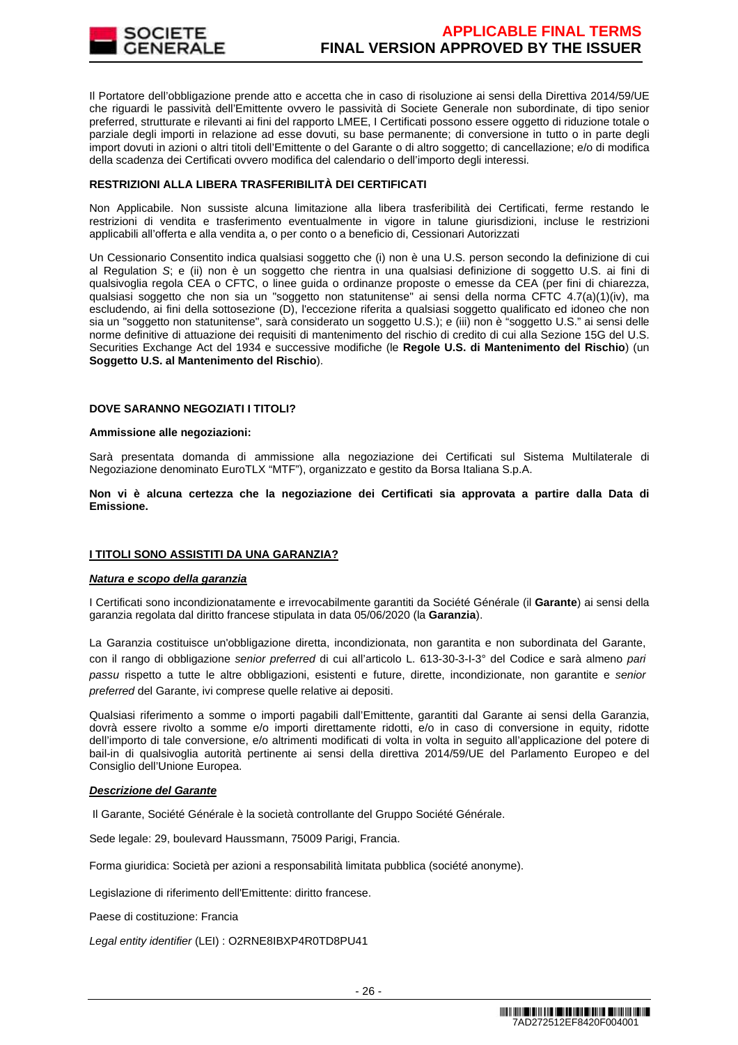Il Portatore dell'obbligazione prende atto e accetta che in caso di risoluzione ai sensi della Direttiva 2014/59/UE che riguardi le passività dell'Emittente ovvero le passività di Societe Generale non subordinate, di tipo senior preferred, strutturate e rilevanti ai fini del rapporto LMEE, I Certificati possono essere oggetto di riduzione totale o parziale degli importi in relazione ad esse dovuti, su base permanente; di conversione in tutto o in parte degli import dovuti in azioni o altri titoli dell'Emittente o del Garante o di altro soggetto; di cancellazione; e/o di modifica della scadenza dei Certificati ovvero modifica del calendario o dell'importo degli interessi.

**RESTRIZIONI ALLA LIBERA TRASFERIBILITÀ DEI CERTIFICATI**

Non Applicabile. Non sussiste alcuna limitazione alla libera trasferibilità dei Certificati, ferme restando le restrizioni di vendita e trasferimento eventualmente in vigore in talune giurisdizioni, incluse le restrizioni applicabili all'offerta e alla vendita a, o per conto o a beneficio di, Cessionari Autorizzati

Un Cessionario Consentito indica qualsiasi soggetto che (i) non è una U.S. person secondo la definizione di cui al Regulation *S*; e (ii) non è un soggetto che rientra in una qualsiasi definizione di soggetto U.S. ai fini di qualsivoglia regola CEA o CFTC, o linee guida o ordinanze proposte o emesse da CEA (per fini di chiarezza, qualsiasi soggetto che non sia un "soggetto non statunitense" ai sensi della norma CFTC 4.7(a)(1)(iv), ma escludendo, ai fini della sottosezione (D), l'eccezione riferita a qualsiasi soggetto qualificato ed idoneo che non sia un "soggetto non statunitense", sarà considerato un soggetto U.S.); e (iii) non è "soggetto U.S." ai sensi delle norme definitive di attuazione dei requisiti di mantenimento del rischio di credito di cui alla Sezione 15G del U.S. Securities Exchange Act del 1934 e successive modifiche (le **Regole U.S. di Mantenimento del Rischio**) (un **Soggetto U.S. al Mantenimento del Rischio**).

**DOVE SARANNO NEGOZIATI I TITOLI?**

**Ammissione alle negoziazioni:**

Sarà presentata domanda di ammissione alla negoziazione dei Certificati sul Sistema Multilaterale di Negoziazione denominato EuroTLX "MTF"), organizzato e gestito da Borsa Italiana S.p.A.

**Non vi è alcuna certezza che la negoziazione dei Certificati sia approvata a partire dalla Data di Emissione.**

**I TITOLI SONO ASSISTITI DA UNA GARANZIA?**

***Natura e scopo della garanzia***

I Certificati sono incondizionatamente e irrevocabilmente garantiti da Société Générale (il **Garante**) ai sensi della garanzia regolata dal diritto francese stipulata in data 05/06/2020 (la **Garanzia**).

La Garanzia costituisce un'obbligazione diretta, incondizionata, non garantita e non subordinata del Garante, con il rango di obbligazione *senior preferred* di cui all'articolo L. 613-30-3-I-3° del Codice e sarà almeno *pari passu* rispetto a tutte le altre obbligazioni, esistenti e future, dirette, incondizionate, non garantite e *senior preferred* del Garante, ivi comprese quelle relative ai depositi.

Qualsiasi riferimento a somme o importi pagabili dall'Emittente, garantiti dal Garante ai sensi della Garanzia, dovrà essere rivolto a somme e/o importi direttamente ridotti, e/o in caso di conversione in equity, ridotte dell'importo di tale conversione, e/o altrimenti modificati di volta in volta in seguito all'applicazione del potere di bail-in di qualsivoglia autorità pertinente ai sensi della direttiva 2014/59/UE del Parlamento Europeo e del Consiglio dell'Unione Europea.

***Descrizione del Garante***

Il Garante, Société Générale è la società controllante del Gruppo Société Générale.

Sede legale: 29, boulevard Haussmann, 75009 Parigi, Francia.

Forma giuridica: Società per azioni a responsabilità limitata pubblica (société anonyme).

Legislazione di riferimento dell'Emittente: diritto francese.

Paese di costituzione: Francia

*Legal entity identifier* (LEI) : O2RNE8IBXP4R0TD8PU41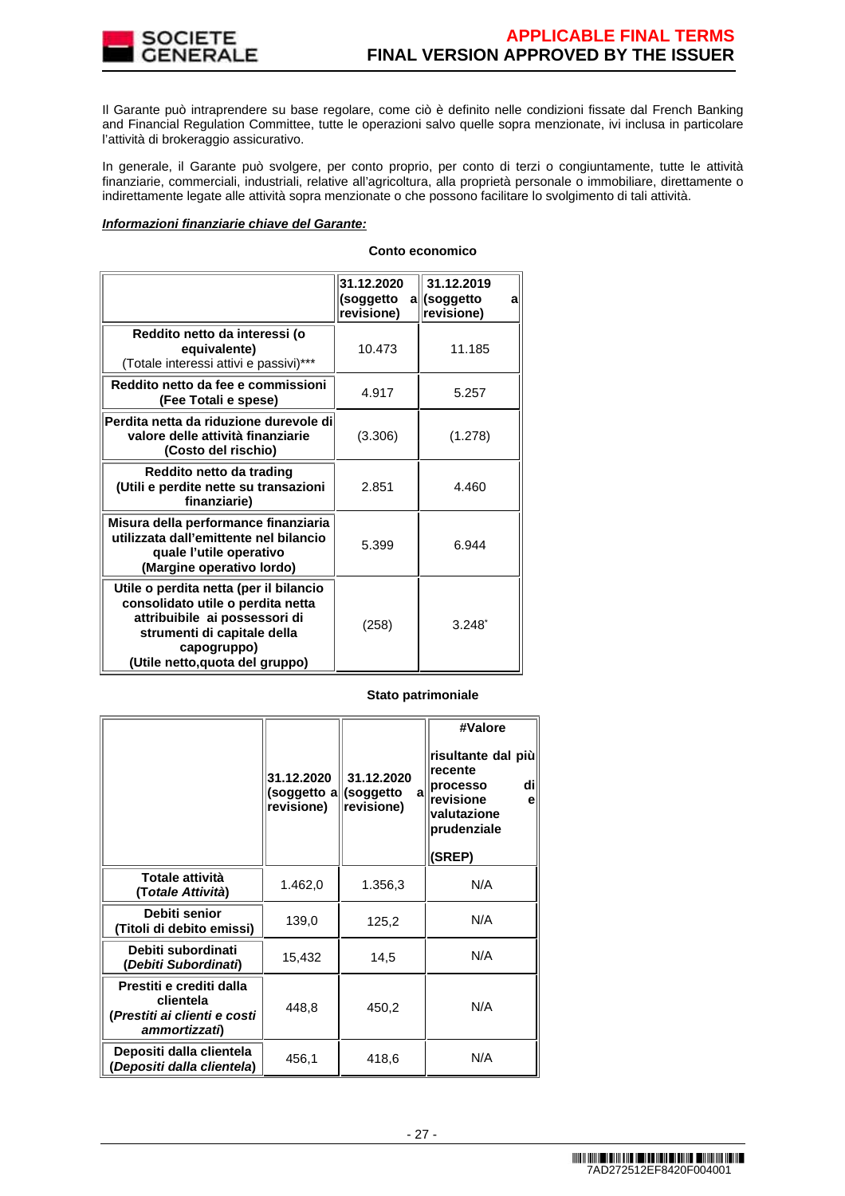Il Garante può intraprendere su base regolare, come ciò è definito nelle condizioni fissate dal French Banking and Financial Regulation Committee, tutte le operazioni salvo quelle sopra menzionate, ivi inclusa in particolare l'attività di brokeraggio assicurativo.

In generale, il Garante può svolgere, per conto proprio, per conto di terzi o congiuntamente, tutte le attività finanziarie, commerciali, industriali, relative all'agricoltura, alla proprietà personale o immobiliare, direttamente o indirettamente legate alle attività sopra menzionate o che possono facilitare lo svolgimento di tali attività.

***Informazioni finanziarie chiave del Garante:***

**Conto economico**

| | **31.12.2020 (soggetto a revisione)** | **31.12.2019 (soggetto a revisione)** |
|---|---|---|
| **Reddito netto da interessi (o equivalente)** (Totale interessi attivi e passivi)*** | 10.473 | 11.185 |
| **Reddito netto da fee e commissioni (Fee Totali e spese)** | 4.917 | 5.257 |
| **Perdita netta da riduzione durevole di valore delle attività finanziarie (Costo del rischio)** | (3.306) | (1.278) |
| **Reddito netto da trading (Utili e perdite nette su transazioni finanziarie)** | 2.851 | 4.460 |
| **Misura della performance finanziaria utilizzata dall'emittente nel bilancio quale l'utile operativo (Margine operativo lordo)** | 5.399 | 6.944 |
| **Utile o perdita netta (per il bilancio consolidato utile o perdita netta attribuibile ai possessori di strumenti di capitale della capogruppo) (Utile netto,quota del gruppo)** | (258) | 3.248* |

**Stato patrimoniale**

| | **31.12.2020 (soggetto a revisione)** | **31.12.2020 (soggetto a revisione)** | **#Valore risultante dal più recente processo di revisione e valutazione prudenziale (SREP)** |
|---|---|---|---|
| **Totale attività (*Totale Attività*)** | 1.462,0 | 1.356,3 | N/A |
| **Debiti senior (Titoli di debito emessi)** | 139,0 | 125,2 | N/A |
| **Debiti subordinati (*Debiti Subordinati*)** | 15,432 | 14,5 | N/A |
| **Prestiti e crediti dalla clientela (*Prestiti ai clienti e costi ammortizzati*)** | 448,8 | 450,2 | N/A |
| **Depositi dalla clientela (*Depositi dalla clientela*)** | 456,1 | 418,6 | N/A |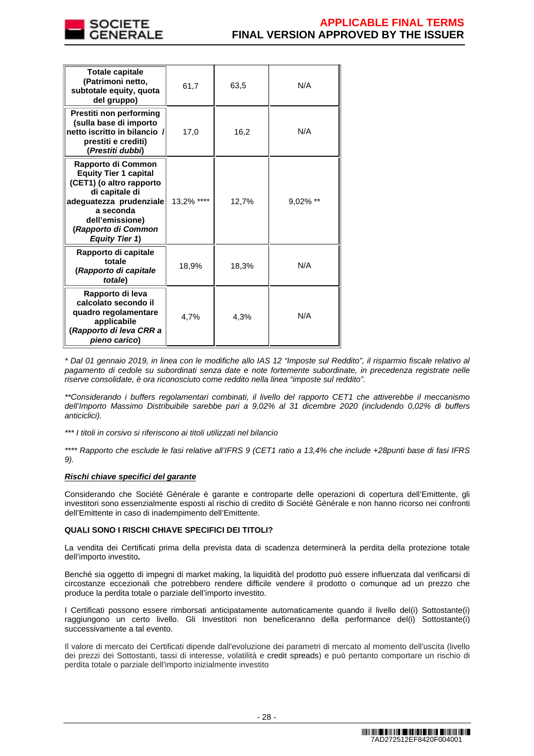| **Totale capitale (Patrimoni netto, subtotale equity, quota del gruppo)** | 61,7 | 63,5 | N/A |
|---|---|---|---|
| **Prestiti non performing (sulla base di importo netto iscritto in bilancio / prestiti e crediti) (*Prestiti dubbi*)** | 17,0 | 16,2 | N/A |
| **Rapporto di Common Equity Tier 1 capital (CET1) (o altro rapporto di capitale di adeguatezza prudenziale a seconda dell'emissione) (*Rapporto di Common Equity Tier 1*)** | 13,2% **** | 12,7% | 9,02% ** |
| **Rapporto di capitale totale (*Rapporto di capitale totale*)** | 18,9% | 18,3% | N/A |
| **Rapporto di leva calcolato secondo il quadro regolamentare applicabile (*Rapporto di leva CRR a pieno carico*)** | 4,7% | 4,3% | N/A |

*\* Dal 01 gennaio 2019, in linea con le modifiche allo IAS 12 "Imposte sul Reddito", il risparmio fiscale relativo al pagamento di cedole su subordinati senza date e note fortemente subordinate, in precedenza registrate nelle riserve consolidate, è ora riconosciuto come reddito nella linea "imposte sul reddito".*

*\*\*Considerando i buffers regolamentari combinati, il livello del rapporto CET1 che attiverebbe il meccanismo dell'Importo Massimo Distribuibile sarebbe pari a 9,02% al 31 dicembre 2020 (includendo 0,02% di buffers anticiclici).*

*\*\*\* I titoli in corsivo si riferiscono ai titoli utilizzati nel bilancio*

*\*\*\*\* Rapporto che esclude le fasi relative all'IFRS 9 (CET1 ratio a 13,4% che include +28punti base di fasi IFRS 9).*

***Rischi chiave specifici del garante***

Considerando che Société Générale è garante e controparte delle operazioni di copertura dell'Emittente, gli investitori sono essenzialmente esposti al rischio di credito di Société Générale e non hanno ricorso nei confronti dell'Emittente in caso di inadempimento dell'Emittente.

**QUALI SONO I RISCHI CHIAVE SPECIFICI DEI TITOLI?**

La vendita dei Certificati prima della prevista data di scadenza determinerà la perdita della protezione totale dell'importo investito**.**

Benché sia oggetto di impegni di market making, la liquidità del prodotto può essere influenzata dal verificarsi di circostanze eccezionali che potrebbero rendere difficile vendere il prodotto o comunque ad un prezzo che produce la perdita totale o parziale dell'importo investito.

I Certificati possono essere rimborsati anticipatamente automaticamente quando il livello del(i) Sottostante(i) raggiungono un certo livello. Gli Investitori non beneficeranno della performance del(i) Sottostante(i) successivamente a tal evento.

Il valore di mercato dei Certificati dipende dall'evoluzione dei parametri di mercato al momento dell'uscita (livello dei prezzi dei Sottostanti, tassi di interesse, volatilità e credit spreads) e può pertanto comportare un rischio di perdita totale o parziale dell'importo inizialmente investito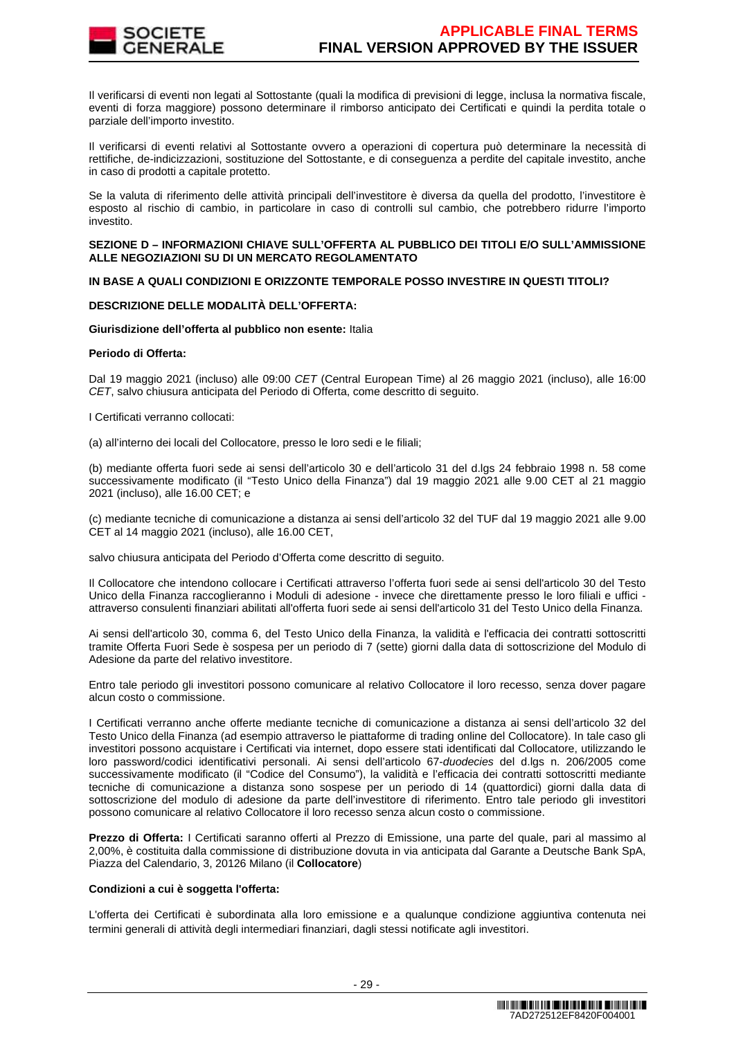Il verificarsi di eventi non legati al Sottostante (quali la modifica di previsioni di legge, inclusa la normativa fiscale, eventi di forza maggiore) possono determinare il rimborso anticipato dei Certificati e quindi la perdita totale o parziale dell'importo investito.

Il verificarsi di eventi relativi al Sottostante ovvero a operazioni di copertura può determinare la necessità di rettifiche, de-indicizzazioni, sostituzione del Sottostante, e di conseguenza a perdite del capitale investito, anche in caso di prodotti a capitale protetto.

Se la valuta di riferimento delle attività principali dell'investitore è diversa da quella del prodotto, l'investitore è esposto al rischio di cambio, in particolare in caso di controlli sul cambio, che potrebbero ridurre l'importo investito.

**SEZIONE D – INFORMAZIONI CHIAVE SULL'OFFERTA AL PUBBLICO DEI TITOLI E/O SULL'AMMISSIONE ALLE NEGOZIAZIONI SU DI UN MERCATO REGOLAMENTATO**

**IN BASE A QUALI CONDIZIONI E ORIZZONTE TEMPORALE POSSO INVESTIRE IN QUESTI TITOLI?**

**DESCRIZIONE DELLE MODALITÀ DELL'OFFERTA:**

**Giurisdizione dell'offerta al pubblico non esente:** Italia

**Periodo di Offerta:**

Dal 19 maggio 2021 (incluso) alle 09:00 *CET* (Central European Time) al 26 maggio 2021 (incluso), alle 16:00 *CET*, salvo chiusura anticipata del Periodo di Offerta, come descritto di seguito.

I Certificati verranno collocati:

(a) all'interno dei locali del Collocatore, presso le loro sedi e le filiali;

(b) mediante offerta fuori sede ai sensi dell'articolo 30 e dell'articolo 31 del d.lgs 24 febbraio 1998 n. 58 come successivamente modificato (il "Testo Unico della Finanza") dal 19 maggio 2021 alle 9.00 CET al 21 maggio 2021 (incluso), alle 16.00 CET; e

(c) mediante tecniche di comunicazione a distanza ai sensi dell'articolo 32 del TUF dal 19 maggio 2021 alle 9.00 CET al 14 maggio 2021 (incluso), alle 16.00 CET,

salvo chiusura anticipata del Periodo d'Offerta come descritto di seguito.

Il Collocatore che intendono collocare i Certificati attraverso l'offerta fuori sede ai sensi dell'articolo 30 del Testo Unico della Finanza raccoglieranno i Moduli di adesione - invece che direttamente presso le loro filiali e uffici - attraverso consulenti finanziari abilitati all'offerta fuori sede ai sensi dell'articolo 31 del Testo Unico della Finanza.

Ai sensi dell'articolo 30, comma 6, del Testo Unico della Finanza, la validità e l'efficacia dei contratti sottoscritti tramite Offerta Fuori Sede è sospesa per un periodo di 7 (sette) giorni dalla data di sottoscrizione del Modulo di Adesione da parte del relativo investitore.

Entro tale periodo gli investitori possono comunicare al relativo Collocatore il loro recesso, senza dover pagare alcun costo o commissione.

I Certificati verranno anche offerte mediante tecniche di comunicazione a distanza ai sensi dell'articolo 32 del Testo Unico della Finanza (ad esempio attraverso le piattaforme di trading online del Collocatore). In tale caso gli investitori possono acquistare i Certificati via internet, dopo essere stati identificati dal Collocatore, utilizzando le loro password/codici identificativi personali. Ai sensi dell'articolo 67-*duodecies* del d.lgs n. 206/2005 come successivamente modificato (il "Codice del Consumo"), la validità e l'efficacia dei contratti sottoscritti mediante tecniche di comunicazione a distanza sono sospese per un periodo di 14 (quattordici) giorni dalla data di sottoscrizione del modulo di adesione da parte dell'investitore di riferimento. Entro tale periodo gli investitori possono comunicare al relativo Collocatore il loro recesso senza alcun costo o commissione.

**Prezzo di Offerta:** I Certificati saranno offerti al Prezzo di Emissione, una parte del quale, pari al massimo al 2,00%, è costituita dalla commissione di distribuzione dovuta in via anticipata dal Garante a Deutsche Bank SpA, Piazza del Calendario, 3, 20126 Milano (il **Collocatore**)

**Condizioni a cui è soggetta l'offerta:**

L'offerta dei Certificati è subordinata alla loro emissione e a qualunque condizione aggiuntiva contenuta nei termini generali di attività degli intermediari finanziari, dagli stessi notificate agli investitori.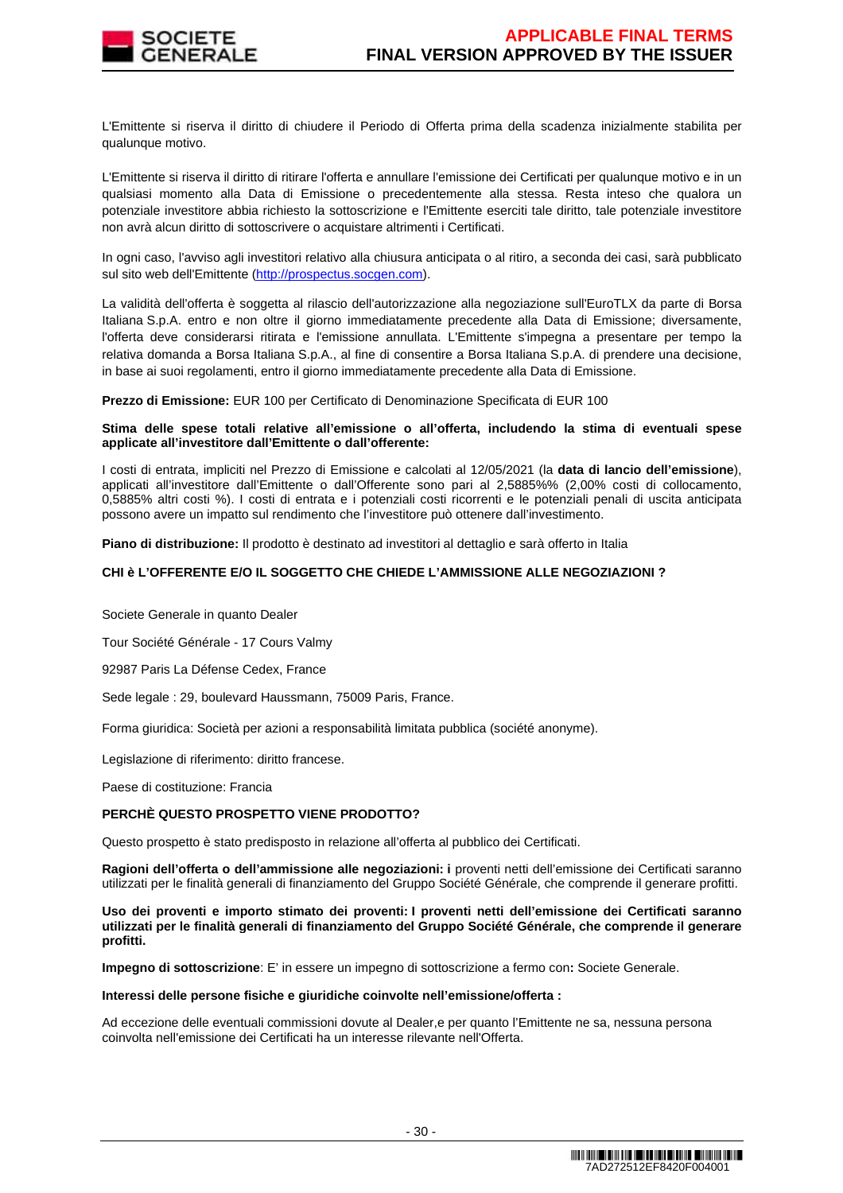L'Emittente si riserva il diritto di chiudere il Periodo di Offerta prima della scadenza inizialmente stabilita per qualunque motivo.

L'Emittente si riserva il diritto di ritirare l'offerta e annullare l'emissione dei Certificati per qualunque motivo e in un qualsiasi momento alla Data di Emissione o precedentemente alla stessa. Resta inteso che qualora un potenziale investitore abbia richiesto la sottoscrizione e l'Emittente eserciti tale diritto, tale potenziale investitore non avrà alcun diritto di sottoscrivere o acquistare altrimenti i Certificati.

In ogni caso, l'avviso agli investitori relativo alla chiusura anticipata o al ritiro, a seconda dei casi, sarà pubblicato sul sito web dell'Emittente (http://prospectus.socgen.com).

La validità dell'offerta è soggetta al rilascio dell'autorizzazione alla negoziazione sull'EuroTLX da parte di Borsa Italiana S.p.A. entro e non oltre il giorno immediatamente precedente alla Data di Emissione; diversamente, l'offerta deve considerarsi ritirata e l'emissione annullata. L'Emittente s'impegna a presentare per tempo la relativa domanda a Borsa Italiana S.p.A., al fine di consentire a Borsa Italiana S.p.A. di prendere una decisione, in base ai suoi regolamenti, entro il giorno immediatamente precedente alla Data di Emissione.

**Prezzo di Emissione:** EUR 100 per Certificato di Denominazione Specificata di EUR 100

**Stima delle spese totali relative all'emissione o all'offerta, includendo la stima di eventuali spese applicate all'investitore dall'Emittente o dall'offerente:**

I costi di entrata, impliciti nel Prezzo di Emissione e calcolati al 12/05/2021 (la **data di lancio dell'emissione**), applicati all'investitore dall'Emittente o dall'Offerente sono pari al 2,5885%% (2,00% costi di collocamento, 0,5885% altri costi %). I costi di entrata e i potenziali costi ricorrenti e le potenziali penali di uscita anticipata possono avere un impatto sul rendimento che l'investitore può ottenere dall'investimento.

**Piano di distribuzione:** Il prodotto è destinato ad investitori al dettaglio e sarà offerto in Italia

**CHI è L'OFFERENTE E/O IL SOGGETTO CHE CHIEDE L'AMMISSIONE ALLE NEGOZIAZIONI ?**

Societe Generale in quanto Dealer

Tour Société Générale - 17 Cours Valmy

92987 Paris La Défense Cedex, France

Sede legale : 29, boulevard Haussmann, 75009 Paris, France.

Forma giuridica: Società per azioni a responsabilità limitata pubblica (société anonyme).

Legislazione di riferimento: diritto francese.

Paese di costituzione: Francia

**PERCHÈ QUESTO PROSPETTO VIENE PRODOTTO?**

Questo prospetto è stato predisposto in relazione all'offerta al pubblico dei Certificati.

**Ragioni dell'offerta o dell'ammissione alle negoziazioni: i** proventi netti dell'emissione dei Certificati saranno utilizzati per le finalità generali di finanziamento del Gruppo Société Générale, che comprende il generare profitti.

**Uso dei proventi e importo stimato dei proventi: I proventi netti dell'emissione dei Certificati saranno utilizzati per le finalità generali di finanziamento del Gruppo Société Générale, che comprende il generare profitti.**

**Impegno di sottoscrizione**: E' in essere un impegno di sottoscrizione a fermo con**:** Societe Generale.

**Interessi delle persone fisiche e giuridiche coinvolte nell'emissione/offerta :**

Ad eccezione delle eventuali commissioni dovute al Dealer,e per quanto l'Emittente ne sa, nessuna persona coinvolta nell'emissione dei Certificati ha un interesse rilevante nell'Offerta.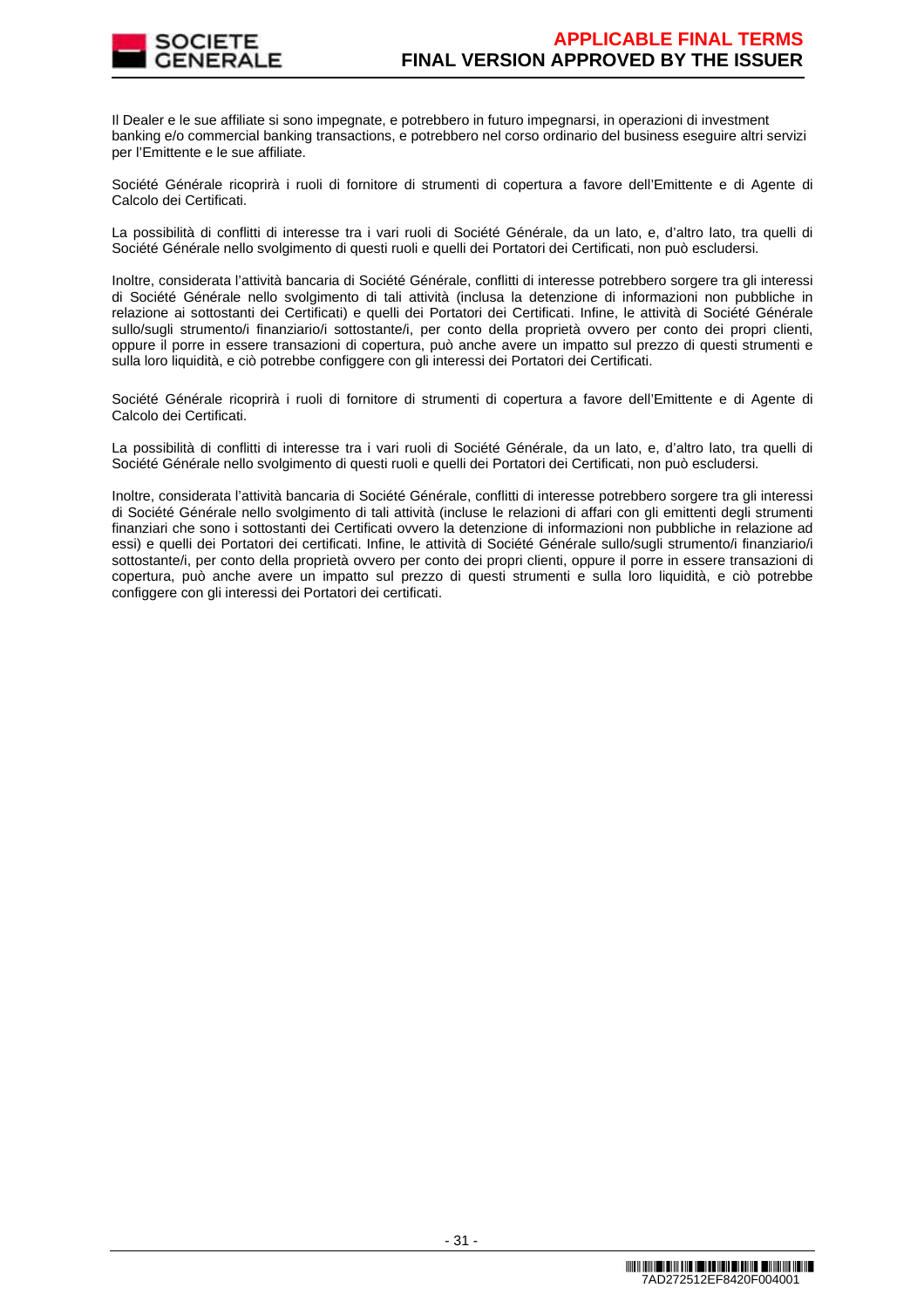Il Dealer e le sue affiliate si sono impegnate, e potrebbero in futuro impegnarsi, in operazioni di investment banking e/o commercial banking transactions, e potrebbero nel corso ordinario del business eseguire altri servizi per l'Emittente e le sue affiliate.

Société Générale ricoprirà i ruoli di fornitore di strumenti di copertura a favore dell'Emittente e di Agente di Calcolo dei Certificati.

La possibilità di conflitti di interesse tra i vari ruoli di Société Générale, da un lato, e, d'altro lato, tra quelli di Société Générale nello svolgimento di questi ruoli e quelli dei Portatori dei Certificati, non può escludersi.

Inoltre, considerata l'attività bancaria di Société Générale, conflitti di interesse potrebbero sorgere tra gli interessi di Société Générale nello svolgimento di tali attività (inclusa la detenzione di informazioni non pubbliche in relazione ai sottostanti dei Certificati) e quelli dei Portatori dei Certificati. Infine, le attività di Société Générale sullo/sugli strumento/i finanziario/i sottostante/i, per conto della proprietà ovvero per conto dei propri clienti, oppure il porre in essere transazioni di copertura, può anche avere un impatto sul prezzo di questi strumenti e sulla loro liquidità, e ciò potrebbe configgere con gli interessi dei Portatori dei Certificati.

Société Générale ricoprirà i ruoli di fornitore di strumenti di copertura a favore dell'Emittente e di Agente di Calcolo dei Certificati.

La possibilità di conflitti di interesse tra i vari ruoli di Société Générale, da un lato, e, d'altro lato, tra quelli di Société Générale nello svolgimento di questi ruoli e quelli dei Portatori dei Certificati, non può escludersi.

Inoltre, considerata l'attività bancaria di Société Générale, conflitti di interesse potrebbero sorgere tra gli interessi di Société Générale nello svolgimento di tali attività (incluse le relazioni di affari con gli emittenti degli strumenti finanziari che sono i sottostanti dei Certificati ovvero la detenzione di informazioni non pubbliche in relazione ad essi) e quelli dei Portatori dei certificati. Infine, le attività di Société Générale sullo/sugli strumento/i finanziario/i sottostante/i, per conto della proprietà ovvero per conto dei propri clienti, oppure il porre in essere transazioni di copertura, può anche avere un impatto sul prezzo di questi strumenti e sulla loro liquidità, e ciò potrebbe configgere con gli interessi dei Portatori dei certificati.